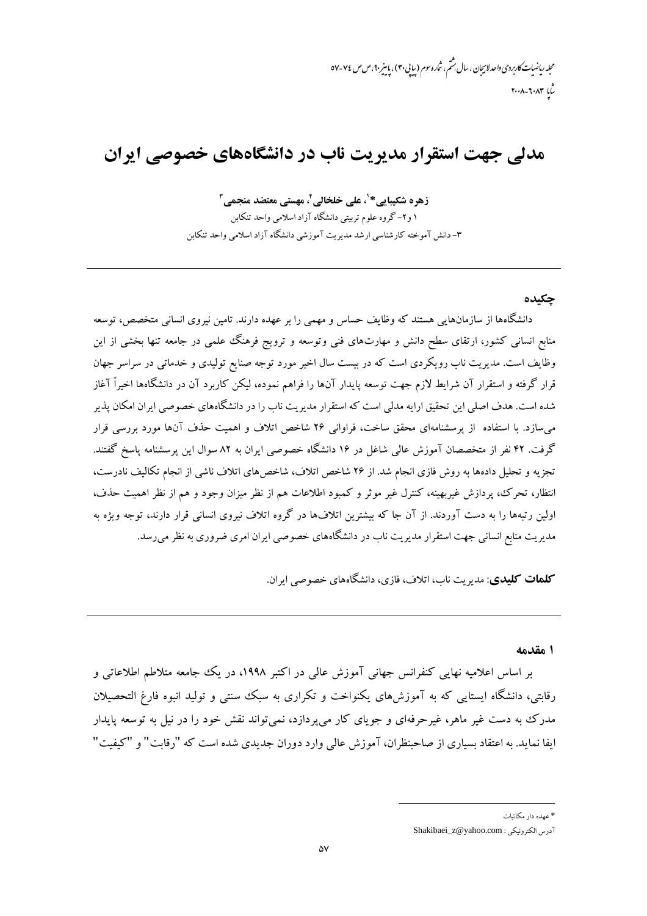# مدلی جهت استقرار مدیریت ناب در دانشگاه‌های خصوصی ایران

**زهره شکیبایی*[1]، علی خلخالی[2]، مهستی معتضد منجمی[3]**

۱ و۲- گروه علوم تربیتی دانشگاه آزاد اسلامی واحد تنکابن

۳- دانش آموخته کارشناسی ارشد مدیریت آموزشی دانشگاه آزاد اسلامی واحد تنکابن

---

## چکیده

دانشگاه‌ها از سازمان‌هایی هستند که وظایف حساس و مهمی را بر عهده دارند. تامین نیروی انسانی متخصص، توسعه منابع انسانی کشور، ارتقای سطح دانش و مهارت‌های فنی وتوسعه و ترویج فرهنگ علمی در جامعه تنها بخشی از این وظایف است. مدیریت ناب رویکردی است که در بیست سال اخیر مورد توجه صنایع تولیدی و خدماتی در سراسر جهان قرار گرفته و استقرار آن شرایط لازم جهت توسعه پایدار آن‌ها را فراهم نموده، لیکن کاربرد آن در دانشگاه‌ها اخیراً آغاز شده است. هدف اصلی این تحقیق ارایه مدلی است که استقرار مدیریت ناب را در دانشگاه‌های خصوصی ایران امکان پذیر می‌سازد. با استفاده از پرسشنامه‌ای محقق ساخت، فراوانی ۲۶ شاخص اتلاف و اهمیت حذف آن‌ها مورد بررسی قرار گرفت. ۴۲ نفر از متخصصان آموزش عالی شاغل در ۱۶ دانشگاه خصوصی ایران به ۸۲ سوال این پرسشنامه پاسخ گفتند. تجزیه و تحلیل داده‌ها به روش فازی انجام شد. از ۲۶ شاخص اتلاف، شاخص‌های اتلاف ناشی از انجام تکالیف نادرست، انتظار، تحرک، پردازش غیربهینه، کنترل غیر موثر و کمبود اطلاعات هم از نظر میزان وجود و هم از نظر اهمیت حذف، اولین رتبه‌ها را به دست آوردند. از آن جا که بیشترین اتلاف‌ها در گروه اتلاف نیروی انسانی قرار دارند، توجه ویژه به مدیریت منابع انسانی جهت استقرار مدیریت ناب در دانشگاه‌های خصوصی ایران امری ضروری به نظر می‌رسد.

**کلمات کلیدی**: مدیریت ناب، اتلاف، فازی، دانشگاه‌های خصوصی ایران.

---

## ۱ مقدمه

بر اساس اعلامیه نهایی کنفرانس جهانی آموزش عالی در اکتبر ۱۹۹۸، در یک جامعه متلاطم اطلاعاتی و رقابتی، دانشگاه ایستایی که به آموزش‌های یکنواخت و تکراری به سبک سنتی و تولید انبوه فارغ التحصیلان مدرک به دست غیر ماهر، غیرحرفه‌ای و جویای کار می‌پردازد، نمی‌تواند نقش خود را در نیل به توسعه پایدار ایفا نماید. به اعتقاد بسیاری از صاحبنظران، آموزش عالی وارد دوران جدیدی شده است که "رقابت" و "کیفیت"

---

* عهده دار مکاتبات

آدرس الکترونیکی : Shakibaei_z@yahoo.com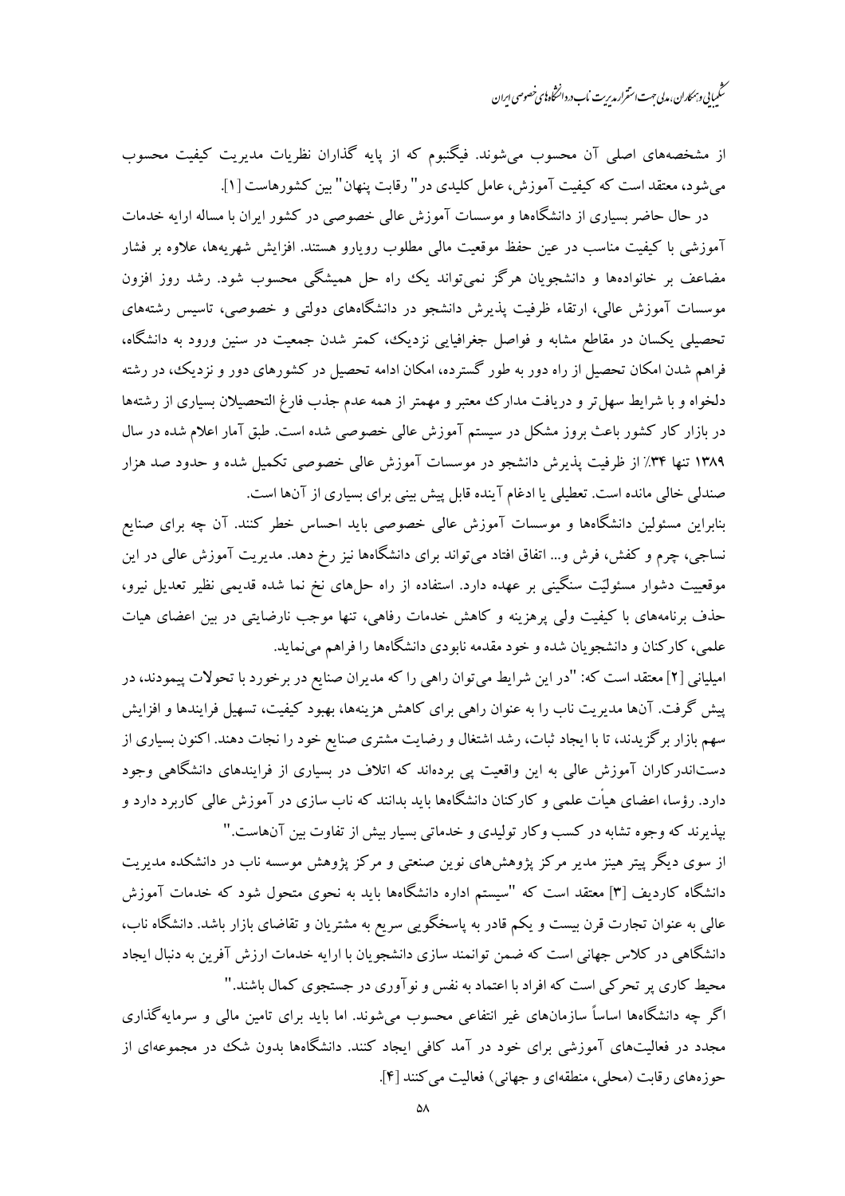از مشخصه‌های اصلی آن محسوب می‌شوند. فیگنبوم که از پایه گذاران نظریات مدیریت کیفیت محسوب می‌شود، معتقد است که کیفیت آموزش، عامل کلیدی در" رقابت پنهان" بین کشورهاست [۱].

در حال حاضر بسیاری از دانشگاه‌ها و موسسات آموزش عالی خصوصی در کشور ایران با مساله ارایه خدمات آموزشی با کیفیت مناسب در عین حفظ موقعیت مالی مطلوب رویارو هستند. افزایش شهریه‌ها، علاوه بر فشار مضاعف بر خانواده‌ها و دانشجویان هرگز نمی‌تواند یک راه حل همیشگی محسوب شود. رشد روز افزون موسسات آموزش عالی، ارتقاء ظرفیت پذیرش دانشجو در دانشگاه‌های دولتی و خصوصی، تاسیس رشته‌های تحصیلی یکسان در مقاطع مشابه و فواصل جغرافیایی نزدیک، کمتر شدن جمعیت در سنین ورود به دانشگاه، فراهم شدن امکان تحصیل از راه دور به طور گسترده، امکان ادامه تحصیل در کشورهای دور و نزدیک، در رشته دلخواه و با شرایط سهل‌تر و دریافت مدارک معتبر و مهمتر از همه عدم جذب فارغ التحصیلان بسیاری از رشته‌ها در بازار کار کشور باعث بروز مشکل در سیستم آموزش عالی خصوصی شده است. طبق آمار اعلام شده در سال ۱۳۸۹ تنها ۳۴٪ از ظرفیت پذیرش دانشجو در موسسات آموزش عالی خصوصی تکمیل شده و حدود صد هزار صندلی خالی مانده است. تعطیلی یا ادغام آینده قابل پیش بینی برای بسیاری از آنها است.

بنابراین مسئولین دانشگاه‌ها و موسسات آموزش عالی خصوصی باید احساس خطر کنند. آن چه برای صنایع نساجی، چرم و کفش، فرش و... اتفاق افتاد می‌تواند برای دانشگاه‌ها نیز رخ دهد. مدیریت آموزش عالی در این موقعیت دشوار مسئولیّت سنگینی بر عهده دارد. استفاده از راه حل‌های نخ نما شده قدیمی نظیر تعدیل نیرو، حذف برنامه‌های با کیفیت ولی پرهزینه و کاهش خدمات رفاهی، تنها موجب نارضایتی در بین اعضای هیات علمی، کارکنان و دانشجویان شده و خود مقدمه نابودی دانشگاه‌ها را فراهم می‌نماید.

امیلیانی [۲] معتقد است که: "در این شرایط می‌توان راهی را که مدیران صنایع در برخورد با تحولات پیمودند، در پیش گرفت. آن‌ها مدیریت ناب را به عنوان راهی برای کاهش هزینه‌ها، بهبود کیفیت، تسهیل فرایندها و افزایش سهم بازار برگزیدند، تا با ایجاد ثبات، رشد اشتغال و رضایت مشتری صنایع خود را نجات دهند. اکنون بسیاری از دست‌اندرکاران آموزش عالی به این واقعیت پی برده‌اند که اتلاف در بسیاری از فرایندهای دانشگاهی وجود دارد. رؤسا، اعضای هیأت علمی و کارکنان دانشگاه‌ها باید بدانند که ناب سازی در آموزش عالی کاربرد دارد و بپذیرند که وجوه تشابه در کسب و کار تولیدی و خدماتی بسیار بیش از تفاوت بین آن‌هاست."

از سوی دیگر پیتر هینز مدیر مرکز پژوهش‌های نوین صنعتی و مرکز پژوهش موسسه ناب در دانشکده مدیریت دانشگاه کاردیف [۳] معتقد است که "سیستم اداره دانشگاه‌ها باید به نحوی متحول شود که خدمات آموزش عالی به عنوان تجارت قرن بیست و یکم قادر به پاسخگویی سریع به مشتریان و تقاضای بازار باشد. دانشگاه ناب، دانشگاهی در کلاس جهانی است که ضمن توانمند سازی دانشجویان با ارایه خدمات ارزش آفرین به دنبال ایجاد محیط کاری پر تحرکی است که افراد با اعتماد به نفس و نوآوری در جستجوی کمال باشند."

اگر چه دانشگاه‌ها اساساً سازمان‌های غیر انتفاعی محسوب می‌شوند. اما باید برای تامین مالی و سرمایه‌گذاری مجدد در فعالیت‌های آموزشی برای خود در آمد کافی ایجاد کنند. دانشگاه‌ها بدون شک در مجموعه‌ای از حوزه‌های رقابت (محلی، منطقه‌ای و جهانی) فعالیت می‌کنند [۴].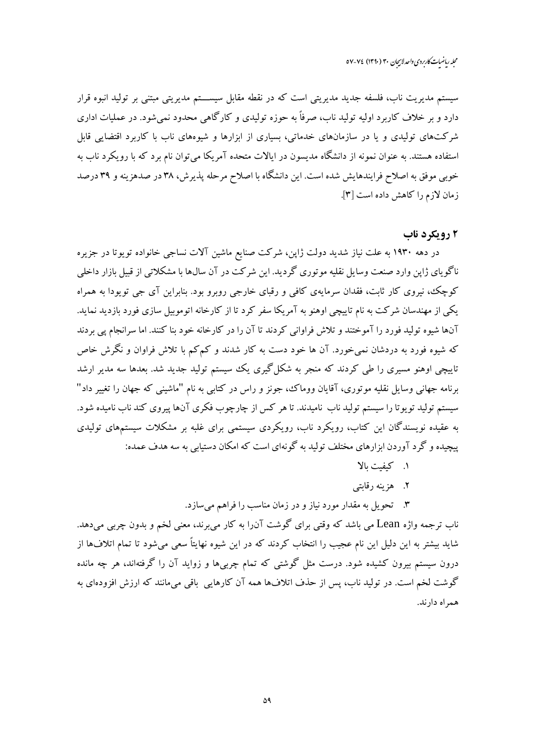سیستم مدیریت ناب، فلسفه جدید مدیریتی است که در نقطه مقابل سیســـتم مدیریتی مبتنی بر تولید انبوه قرار دارد و بر خلاف کاربرد اولیه تولید ناب، صرفاً به حوزه تولیدی و کارگاهی محدود نمی‌شود. در عملیات اداری شرکت‌های تولیدی و یا در سازمان‌های خدماتی، بسیاری از ابزارها و شیوه‌های ناب با کاربرد اقتضایی قابل استفاده هستند. به عنوان نمونه از دانشگاه مدیسون در ایالات متحده آمریکا می‌توان نام برد که با رویکرد ناب به خوبی موفق به اصلاح فرایندهایش شده است. این دانشگاه با اصلاح مرحله پذیرش، ۳۸ در صدهزینه و ۳۹ درصد زمان لازم را کاهش داده است [۳].

## ۲ رویکرد ناب

در دهه ۱۹۳۰ به علت نیاز شدید دولت ژاپن، شرکت صنایع ماشین آلات نساجی خانواده تویوتا در جزیره ناگویای ژاپن وارد صنعت وسایل نقلیه موتوری گردید. این شرکت در آن سال‌ها با مشکلاتی از قبیل بازار داخلی کوچک، نیروی کار ثابت، فقدان سرمایه‌ی کافی و رقبای خارجی روبرو بود. بنابراین آی جی تویودا به همراه یکی از مهندسان شرکت به نام تایچی اوهنو به آمریکا سفر کرد تا از کارخانه اتوموبیل سازی فورد بازدید نماید. آن‌ها شیوه تولید فورد را آموختند و تلاش فراوانی کردند تا آن را در کارخانه خود بنا کنند. اما سرانجام پی بردند که شیوه فورد به دردشان نمی‌خورد. آن ها خود دست به کار شدند و کم‌کم با تلاش فراوان و نگرش خاص تایچی اوهنو مسیری را طی کردند که منجر به شکل‌گیری یک سیستم تولید جدید شد. بعدها سه مدیر ارشد برنامه جهانی وسایل نقلیه موتوری، آقایان ووماک، جونز و راس در کتابی به نام "ماشینی که جهان را تغییر داد" سیستم تولید تویوتا را سیستم تولید ناب نامیدند. تا هر کس از چارچوب فکری آن‌ها پیروی کند ناب نامیده شود. به عقیده نویسندگان این کتاب، رویکرد ناب، رویکردی سیستمی برای غلبه بر مشکلات سیستم‌های تولیدی پیچیده و گرد آوردن ابزارهای مختلف تولید به گونه‌ای است که امکان دستیابی به سه هدف عمده:

۱. کیفیت بالا
۲. هزینه رقابتی
۳. تحویل به مقدار مورد نیاز و در زمان مناسب را فراهم می‌سازد.

ناب ترجمه واژه Lean می باشد که وقتی برای گوشت آن‌را به کار می‌برند، معنی لخم و بدون چربی می‌دهد. شاید بیشتر به این دلیل این نام عجیب را انتخاب کردند که در این شیوه نهایتاً سعی می‌شود تا تمام اتلاف‌ها از درون سیستم بیرون کشیده شود. درست مثل گوشتی که تمام چربی‌ها و زواید آن را گرفته‌اند، هر چه مانده گوشت لخم است. در تولید ناب، پس از حذف اتلاف‌ها همه آن کارهایی باقی می‌مانند که ارزش افزوده‌ای به همراه دارند.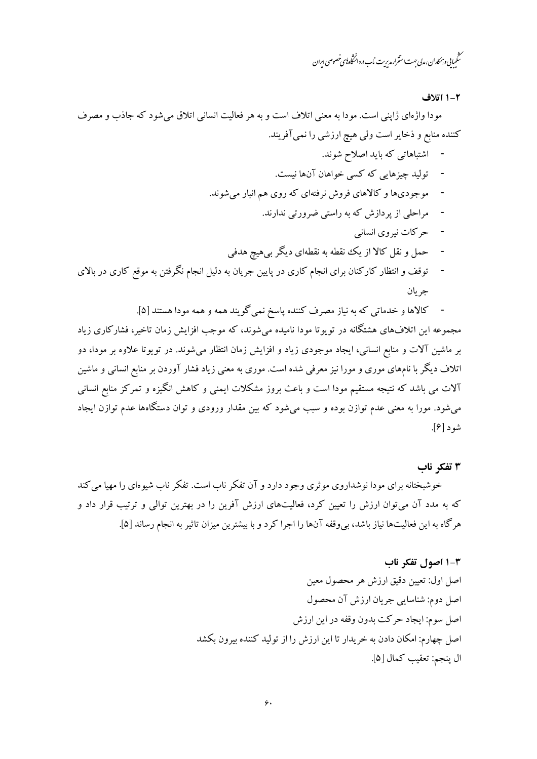### ۲-۱ اتلاف

مودا واژه‌ای ژاپنی است. مودا به معنی اتلاف است و به هر فعالیت انسانی اتلاق می‌شود که جاذب و مصرف کننده منابع و ذخایر است ولی هیچ ارزشی را نمی‌آفریند.

- اشتباهاتی که باید اصلاح شوند.
- تولید چیزهایی که کسی خواهان آن‌ها نیست.
- موجودی‌ها و کالاهای فروش نرفته‌ای که روی هم انبار می‌شوند.
- مراحلی از پردازش که به راستی ضرورتی ندارند.
- حرکات نیروی انسانی
- حمل و نقل کالا از یک نقطه به نقطه‌ای دیگر بی‌هیچ هدفی
- توقف و انتظار کارکنان برای انجام کاری در پایین جریان به دلیل انجام نگرفتن به موقع کاری در بالای جریان
- کالاها و خدماتی که به نیاز مصرف کننده پاسخ نمی‌گویند همه و همه مودا هستند [۵].

مجموعه این اتلاف‌های هشتگانه در تویوتا مودا نامیده می‌شوند، که موجب افزایش زمان تاخیر، فشارکاری زیاد بر ماشین آلات و منابع انسانی، ایجاد موجودی زیاد و افزایش زمان انتظار می‌شوند. در تویوتا علاوه بر مودا، دو اتلاف دیگر با نام‌های موری و مورا نیز معرفی شده است. موری به معنی زیاد فشار آوردن بر منابع انسانی و ماشین آلات می باشد که نتیجه مستقیم مودا است و باعث بروز مشکلات ایمنی و کاهش انگیزه و تمرکز منابع انسانی می‌شود. مورا به معنی عدم توازن بوده و سبب می‌شود که بین مقدار ورودی و توان دستگاه‌ها عدم توازن ایجاد شود [۶].

## ۳ تفکر ناب

خوشبختانه برای مودا نوشداروی موثری وجود دارد و آن تفکر ناب است. تفکر ناب شیوه‌ای را مهیا می‌کند که به مدد آن می‌توان ارزش را تعیین کرد، فعالیت‌های ارزش آفرین را در بهترین توالی و ترتیب قرار داد و هرگاه به این فعالیت‌ها نیاز باشد، بی‌وقفه آن‌ها را اجرا کرد و با بیشترین میزان تاثیر به انجام رساند [۵].

### ۳-۱ اصول تفکر ناب

اصل اول: تعیین دقیق ارزش هر محصول معین

اصل دوم: شناسایی جریان ارزش آن محصول

اصل سوم: ایجاد حرکت بدون وقفه در این ارزش

اصل چهارم: امکان دادن به خریدار تا این ارزش را از تولید کننده بیرون بکشد

ال پنجم: تعقیب کمال [۵].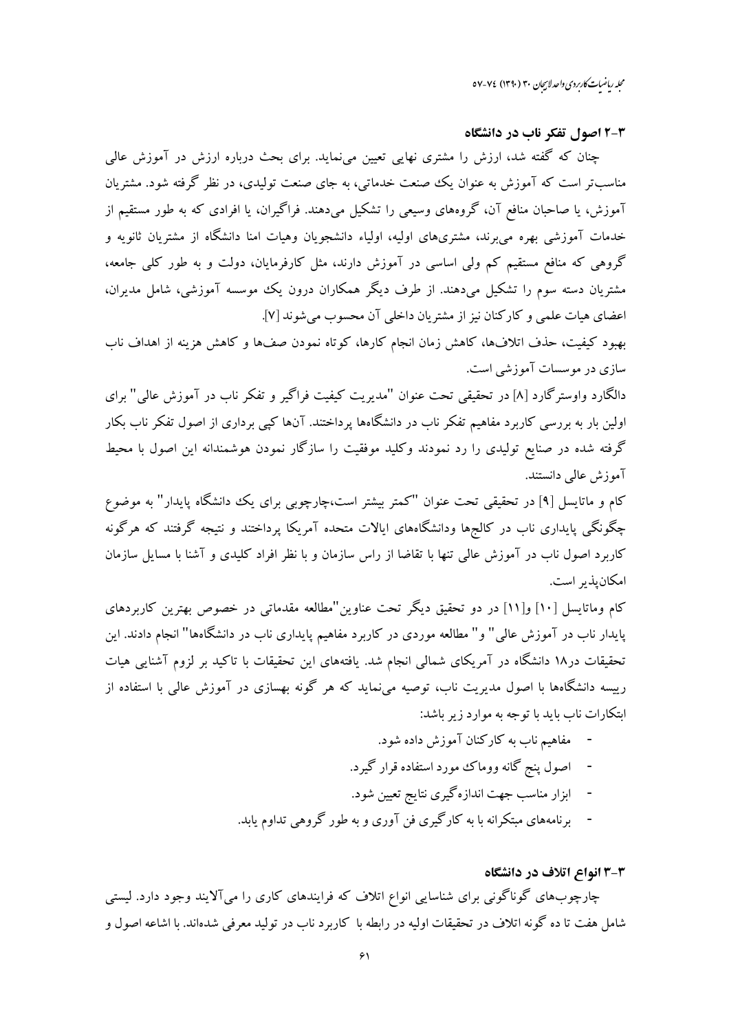### ۳-۲ اصول تفکر ناب در دانشگاه

چنان که گفته شد، ارزش را مشتری نهایی تعیین می‌نماید. برای بحث درباره ارزش در آموزش عالی مناسب‌تر است که آموزش به عنوان یک صنعت خدماتی، به جای صنعت تولیدی، در نظر گرفته شود. مشتریان آموزش، یا صاحبان منافع آن، گروه‌های وسیعی را تشکیل می‌دهند. فراگیران، یا افرادی که به طور مستقیم از خدمات آموزشی بهره می‌برند، مشتری‌های اولیه، اولیاء دانشجویان وهیات امنا دانشگاه از مشتریان ثانویه و گروهی که منافع مستقیم کم ولی اساسی در آموزش دارند، مثل کارفرمایان، دولت و به طور کلی جامعه، مشتریان دسته سوم را تشکیل می‌دهند. از طرف دیگر همکاران درون یک موسسه آموزشی، شامل مدیران، اعضای هیات علمی و کارکنان نیز از مشتریان داخلی آن محسوب می‌شوند [۷].

بهبود کیفیت، حذف اتلاف‌ها، کاهش زمان انجام کارها، کوتاه نمودن صف‌ها و کاهش هزینه از اهداف ناب سازی در موسسات آموزشی است.

دالگارد واوسترگارد [۸] در تحقیقی تحت عنوان "مدیریت کیفیت فراگیر و تفکر ناب در آموزش عالی" برای اولین بار به بررسی کاربرد مفاهیم تفکر ناب در دانشگاه‌ها پرداختند. آنها کپی برداری از اصول تفکر ناب بکار گرفته شده در صنایع تولیدی را رد نمودند وکلید موفقیت را سازگار نمودن هوشمندانه این اصول با محیط آموزش عالی دانستند.

کام و ماتایسل [۹] در تحقیقی تحت عنوان "کمتر بیشتر است،چارچوبی برای یک دانشگاه پایدار" به موضوع چگونگی پایداری ناب در کالج‌ها ودانشگاه‌های ایالات متحده آمریکا پرداختند و نتیجه گرفتند که هرگونه کاربرد اصول ناب در آموزش عالی تنها با تقاضا از راس سازمان و با نظر افراد کلیدی و آشنا با مسایل سازمان امکان‌پذیر است.

کام وماتایسل [۱۰] و[۱۱] در دو تحقیق دیگر تحت عناوین"مطالعه مقدماتی در خصوص بهترین کاربردهای پایدار ناب در آموزش عالی" و" مطالعه موردی در کاربرد مفاهیم پایداری ناب در دانشگاه‌ها" انجام دادند. این تحقیقات در۱۸ دانشگاه در آمریکای شمالی انجام شد. یافته‌های این تحقیقات با تاکید بر لزوم آشنایی هیات رییسه دانشگاه‌ها با اصول مدیریت ناب، توصیه می‌نماید که هر گونه بهسازی در آموزش عالی با استفاده از ابتکارات ناب باید با توجه به موارد زیر باشد:

- مفاهیم ناب به کارکنان آموزش داده شود.
- اصول پنج گانه ووماک مورد استفاده قرار گیرد.
- ابزار مناسب جهت اندازه‌گیری نتایج تعیین شود.
- برنامه‌های مبتکرانه با به کارگیری فن آوری و به طور گروهی تداوم یابد.

### ۳-۳ انواع اتلاف در دانشگاه

چارچوب‌های گوناگونی برای شناسایی انواع اتلاف که فرایندهای کاری را می‌آلایند وجود دارد. لیستی شامل هفت تا ده گونه اتلاف در تحقیقات اولیه در رابطه با کاربرد ناب در تولید معرفی شده‌اند. با اشاعه اصول و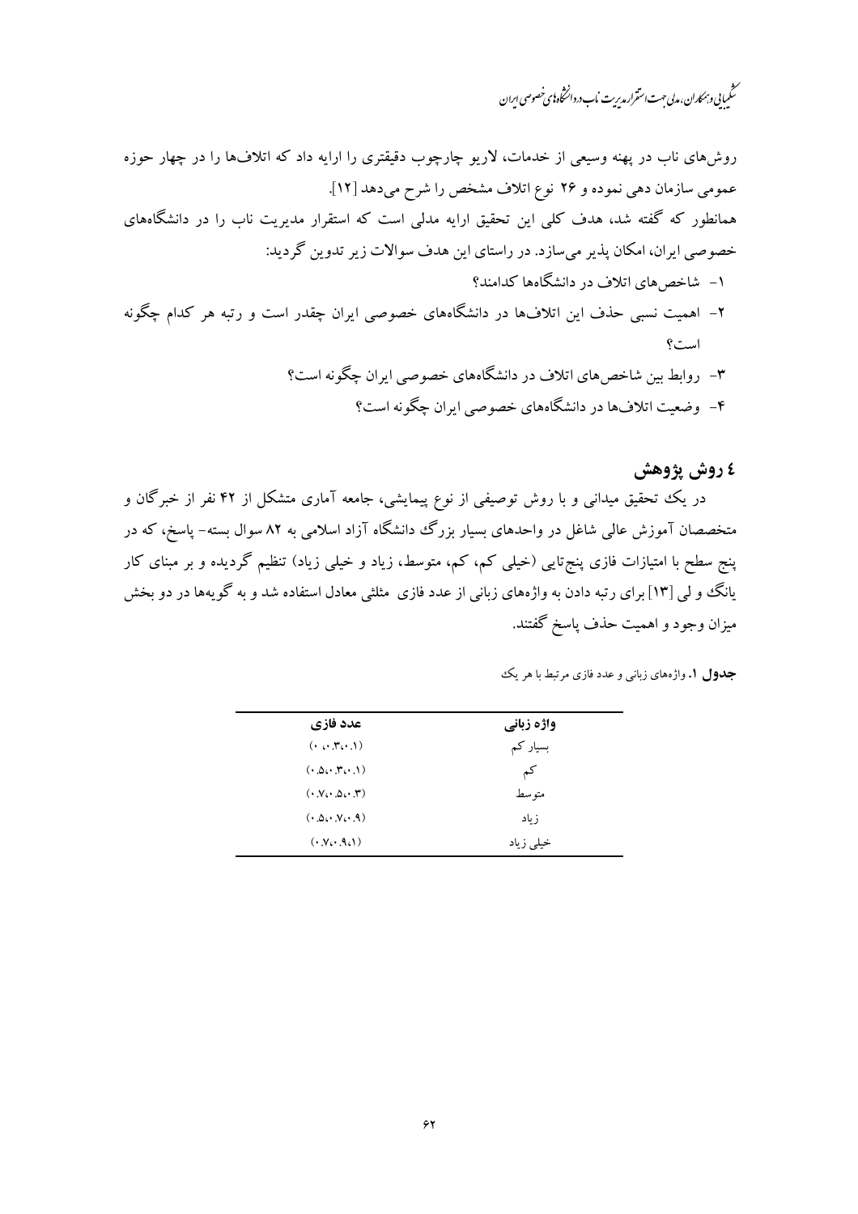روش‌های ناب در پهنه وسیعی از خدمات، لاریو چارچوب دقیقتری را ارایه داد که اتلاف‌ها را در چهار حوزه عمومی سازمان دهی نموده و ۲۶ نوع اتلاف مشخص را شرح می‌دهد [۱۲].

همانطور که گفته شد، هدف کلی این تحقیق ارایه مدلی است که استقرار مدیریت ناب را در دانشگاه‌های خصوصی ایران، امکان پذیر می‌سازد. در راستای این هدف سوالات زیر تدوین گردید:

۱- شاخص‌های اتلاف در دانشگاه‌ها کدامند؟

۲- اهمیت نسبی حذف این اتلاف‌ها در دانشگاه‌های خصوصی ایران چقدر است و رتبه هر کدام چگونه است؟

۳- روابط بین شاخص‌های اتلاف در دانشگاه‌های خصوصی ایران چگونه است؟

۴- وضعیت اتلاف‌ها در دانشگاه‌های خصوصی ایران چگونه است؟

## ٤ روش پژوهش

در یک تحقیق میدانی و با روش توصیفی از نوع پیمایشی، جامعه آماری متشکل از ۴۲ نفر از خبرگان و متخصصان آموزش عالی شاغل در واحدهای بسیار بزرگ دانشگاه آزاد اسلامی به ۸۲ سوال بسته- پاسخ، که در پنج سطح با امتیازات فازی پنج‌تایی (خیلی کم، کم، متوسط، زیاد و خیلی زیاد) تنظیم گردیده و بر مبنای کار یانگ و لی [۱۳] برای رتبه دادن به واژه‌های زبانی از عدد فازی مثلثی معادل استفاده شد و به گویه‌ها در دو بخش میزان وجود و اهمیت حذف پاسخ گفتند.

**جدول ۱.** واژه‌های زبانی و عدد فازی مرتبط با هر یک

| واژه زبانی | عدد فازی |
|---|---|
| بسیار کم | (۰،۰.۳،۰.۱) |
| کم | (۰.۵،۰.۳،۰.۱) |
| متوسط | (۰.۷،۰.۵،۰.۳) |
| زیاد | (۰.۵،۰.۷،۰.۹) |
| خیلی زیاد | (۰.۷،۰.۹،۱) |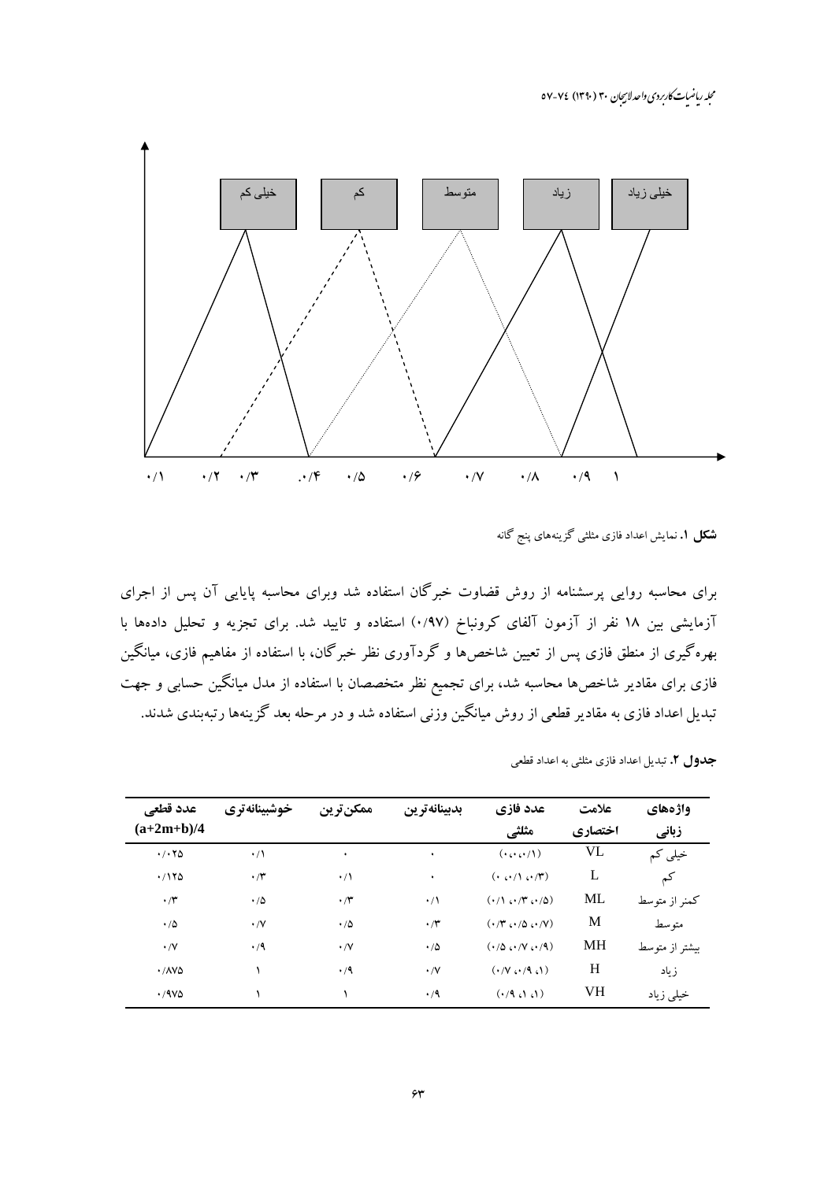شکل ۱. نمایش اعداد فازی مثلثی گزینه‌های پنج گانه

برای محاسبه روایی پرسشنامه از روش قضاوت خبرگان استفاده شد وبرای محاسبه پایایی آن پس از اجرای آزمایشی بین ۱۸ نفر از آزمون آلفای کرونباخ (۰/۹۷) استفاده و تایید شد. برای تجزیه و تحلیل داده‌ها با بهره‌گیری از منطق فازی پس از تعیین شاخص‌ها و گردآوری نظر خبرگان، با استفاده از مفاهیم فازی، میانگین فازی برای مقادیر شاخص‌ها محاسبه شد، برای تجمیع نظر متخصصان با استفاده از مدل میانگین حسابی و جهت تبدیل اعداد فازی به مقادیر قطعی از روش میانگین وزنی استفاده شد و در مرحله بعد گزینه‌ها رتبه‌بندی شدند.

**جدول ۲.** تبدیل اعداد فازی مثلثی به اعداد قطعی

| واژه‌های زبانی | علامت اختصاری | عدد فازی مثلثی | بدبینانه‌ترین | ممکن‌ترین | خوشبینانه‌تری | عدد قطعی (a+2m+b)/4 |
|---|---|---|---|---|---|---|
| خیلی کم | VL | (۰،۰،۰/۱) | ۰ | ۰ | ۰/۱ | ۰/۰۲۵ |
| کم | L | (۰ ،۰/۱ ،۰/۳) | ۰ | ۰/۱ | ۰/۳ | ۰/۱۲۵ |
| کمتر از متوسط | ML | (۰/۱ ،۰/۳ ،۰/۵) | ۰/۱ | ۰/۳ | ۰/۵ | ۰/۳ |
| متوسط | M | (۰/۳ ،۰/۵ ،۰/۷) | ۰/۳ | ۰/۵ | ۰/۷ | ۰/۵ |
| بیشتر از متوسط | MH | (۰/۵ ،۰/۷ ،۰/۹) | ۰/۵ | ۰/۷ | ۰/۹ | ۰/۷ |
| زیاد | H | (۰/۷ ،۰/۹ ،۱) | ۰/۷ | ۰/۹ | ۱ | ۰/۸۷۵ |
| خیلی زیاد | VH | (۰/۹ ،۱ ،۱) | ۰/۹ | ۱ | ۱ | ۰/۹۷۵ |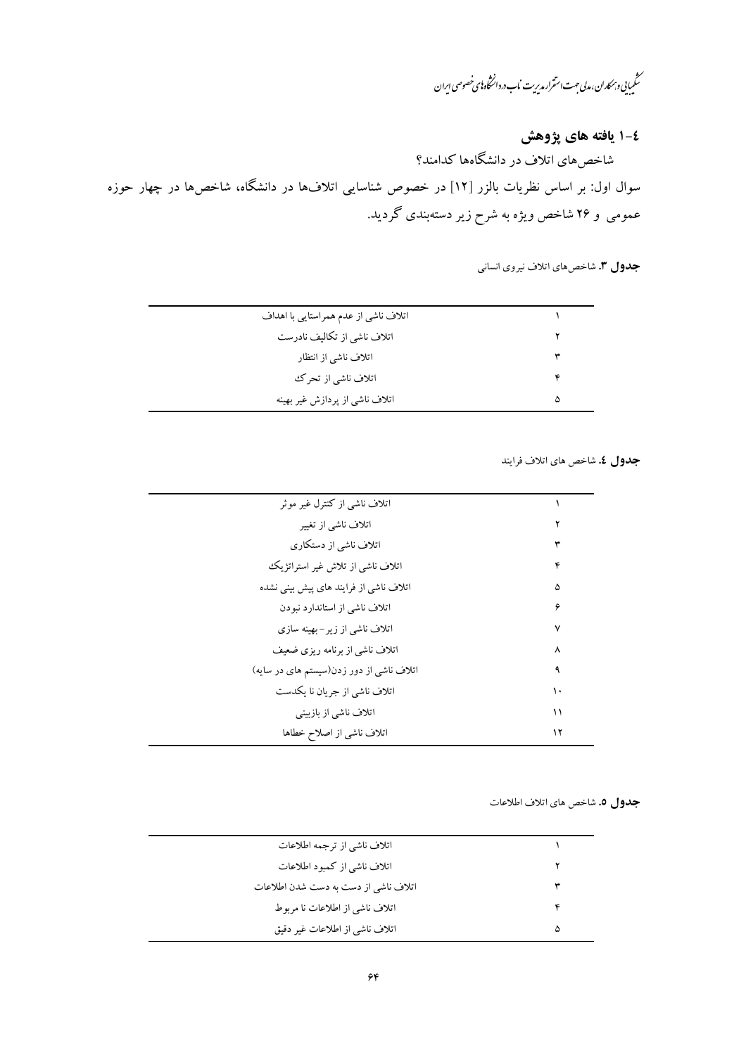## ٤-١ یافته های پژوهش

شاخص‌های اتلاف در دانشگاه‌ها کدامند؟

سوال اول: بر اساس نظریات بالزر [١٢] در خصوص شناسایی اتلاف‌ها در دانشگاه، شاخص‌ها در چهار حوزه عمومی و ٢۶ شاخص ویژه به شرح زیر دسته‌بندی گردید.

**جدول ٣.** شاخص‌های اتلاف نیروی انسانی

| | |
|---|---|
| ١ | اتلاف ناشی از عدم همراستایی با اهداف |
| ٢ | اتلاف ناشی از تکالیف نادرست |
| ٣ | اتلاف ناشی از انتظار |
| ۴ | اتلاف ناشی از تحرک |
| ۵ | اتلاف ناشی از پردازش غیر بهینه |

**جدول ٤.** شاخص های اتلاف فرایند

| | |
|---|---|
| ١ | اتلاف ناشی از کنترل غیر موثر |
| ٢ | اتلاف ناشی از تغییر |
| ٣ | اتلاف ناشی از دستکاری |
| ۴ | اتلاف ناشی از تلاش غیر استراتژیک |
| ۵ | اتلاف ناشی از فرایند های پیش بینی نشده |
| ۶ | اتلاف ناشی از استاندارد نبودن |
| ٧ | اتلاف ناشی از زیر-بهینه سازی |
| ٨ | اتلاف ناشی از برنامه ریزی ضعیف |
| ٩ | اتلاف ناشی از دور زدن(سیستم های در سایه) |
| ١٠ | اتلاف ناشی از جریان نا یکدست |
| ١١ | اتلاف ناشی از بازبینی |
| ١٢ | اتلاف ناشی از اصلاح خطاها |

**جدول ٥.** شاخص های اتلاف اطلاعات

| | |
|---|---|
| ١ | اتلاف ناشی از ترجمه اطلاعات |
| ٢ | اتلاف ناشی از کمبود اطلاعات |
| ٣ | اتلاف ناشی از دست به دست شدن اطلاعات |
| ۴ | اتلاف ناشی از اطلاعات نا مربوط |
| ۵ | اتلاف ناشی از اطلاعات غیر دقیق |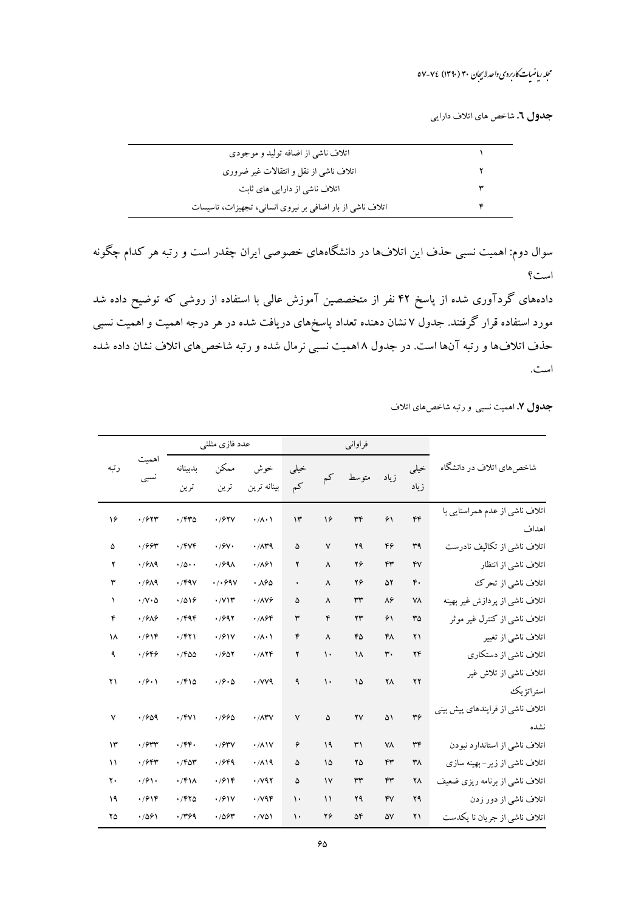**جدول ٦.** شاخص های اتلاف دارایی

| | |
|---|---|
| ۱ | اتلاف ناشی از اضافه تولید و موجودی |
| ۲ | اتلاف ناشی از نقل و انتقالات غیر ضروری |
| ۳ | اتلاف ناشی از دارایی های ثابت |
| ۴ | اتلاف ناشی از بار اضافی بر نیروی انسانی، تجهیزات، تاسیسات |

سوال دوم: اهمیت نسبی حذف این اتلاف‌ها در دانشگاه‌های خصوصی ایران چقدر است و رتبه هر کدام چگونه است؟

داده‌های گردآوری شده از پاسخ ۴۲ نفر از متخصصین آموزش عالی با استفاده از روشی که توضیح داده شد مورد استفاده قرار گرفتند. جدول ۷ نشان دهنده تعداد پاسخ‌های دریافت شده در هر درجه اهمیت و اهمیت نسبی حذف اتلاف‌ها و رتبه آن‌ها است. در جدول ۸ اهمیت نسبی نرمال شده و رتبه شاخص‌های اتلاف نشان داده شده است.

**جدول ۷.** اهمیت نسبی و رتبه شاخص‌های اتلاف

| شاخص‌های اتلاف در دانشگاه | فراوانی | | | | | عدد فازی مثلثی | | | اهمیت نسبی | رتبه |
|---|---|---|---|---|---|---|---|---|---|---|
| | خیلی زیاد | زیاد | متوسط | کم | خیلی کم | خوش بینانه ترین | ممکن ترین | بدبینانه ترین | | |
| اتلاف ناشی از عدم همراستایی با اهداف | ۴۴ | ۶۱ | ۳۴ | ۱۶ | ۱۳ | ۰/۸۰۱ | ۰/۶۲۷ | ۰/۴۳۵ | ۰/۶۲۳ | ۱۶ |
| اتلاف ناشی از تکالیف نادرست | ۳۹ | ۴۶ | ۲۹ | ۷ | ۵ | ۰/۸۳۹ | ۰/۶۷۰ | ۰/۴۷۴ | ۰/۶۶۳ | ۵ |
| اتلاف ناشی از انتظار | ۴۷ | ۴۳ | ۲۶ | ۸ | ۲ | ۰/۸۶۱ | ۰/۶۹۸ | ۰/۵۰۰ | ۰/۶۸۹ | ۲ |
| اتلاف ناشی از تحرک | ۴۰ | ۵۲ | ۲۶ | ۸ | ۰ | ۰.۸۶۵ | ۰/۰۶۹۷ | ۰/۴۹۷ | ۰/۶۸۹ | ۳ |
| اتلاف ناشی از پردازش غیر بهینه | ۷۸ | ۸۶ | ۳۳ | ۸ | ۵ | ۰/۸۷۶ | ۰/۷۱۳ | ۰/۵۱۶ | ۰/۷۰۵ | ۱ |
| اتلاف ناشی از کنترل غیر موثر | ۳۵ | ۶۱ | ۲۳ | ۴ | ۳ | ۰/۸۶۴ | ۰/۶۹۲ | ۰/۴۹۴ | ۰/۶۸۶ | ۴ |
| اتلاف ناشی از تغییر | ۲۱ | ۴۸ | ۴۵ | ۸ | ۴ | ۰/۸۰۱ | ۰/۶۱۷ | ۰/۴۲۱ | ۰/۶۱۴ | ۱۸ |
| اتلاف ناشی از دستکاری | ۲۴ | ۳۰ | ۱۸ | ۱۰ | ۲ | ۰/۸۲۴ | ۰/۶۵۲ | ۰/۴۵۵ | ۰/۶۴۶ | ۹ |
| اتلاف ناشی از تلاش غیر استراتژیک | ۲۲ | ۲۸ | ۱۵ | ۱۰ | ۹ | ۰/۷۷۹ | ۰/۶۰۵ | ۰/۴۱۵ | ۰/۶۰۱ | ۲۱ |
| اتلاف ناشی از فرایندهای پیش بینی نشده | ۳۶ | ۵۱ | ۲۷ | ۵ | ۷ | ۰/۸۳۷ | ۰/۶۶۵ | ۰/۴۷۱ | ۰/۶۵۹ | ۷ |
| اتلاف ناشی از استاندارد نبودن | ۳۴ | ۷۸ | ۳۱ | ۱۹ | ۶ | ۰/۸۱۷ | ۰/۶۳۷ | ۰/۴۴۰ | ۰/۶۳۳ | ۱۳ |
| اتلاف ناشی از زیر- بهینه سازی | ۳۸ | ۴۳ | ۲۵ | ۱۵ | ۵ | ۰/۸۱۹ | ۰/۶۴۹ | ۰/۴۵۳ | ۰/۶۴۳ | ۱۱ |
| اتلاف ناشی از برنامه ریزی ضعیف | ۲۸ | ۴۳ | ۳۳ | ۱۷ | ۵ | ۰/۷۹۲ | ۰/۶۱۴ | ۰/۴۱۸ | ۰/۶۱۰ | ۲۰ |
| اتلاف ناشی از دور زدن | ۲۹ | ۴۷ | ۲۹ | ۱۱ | ۱۰ | ۰/۷۹۴ | ۰/۶۱۷ | ۰/۴۲۵ | ۰/۶۱۴ | ۱۹ |
| اتلاف ناشی از جریان نا یکدست | ۲۱ | ۵۷ | ۵۴ | ۲۶ | ۱۰ | ۰/۷۵۱ | ۰/۵۶۳ | ۰/۳۶۹ | ۰/۵۶۱ | ۲۵ |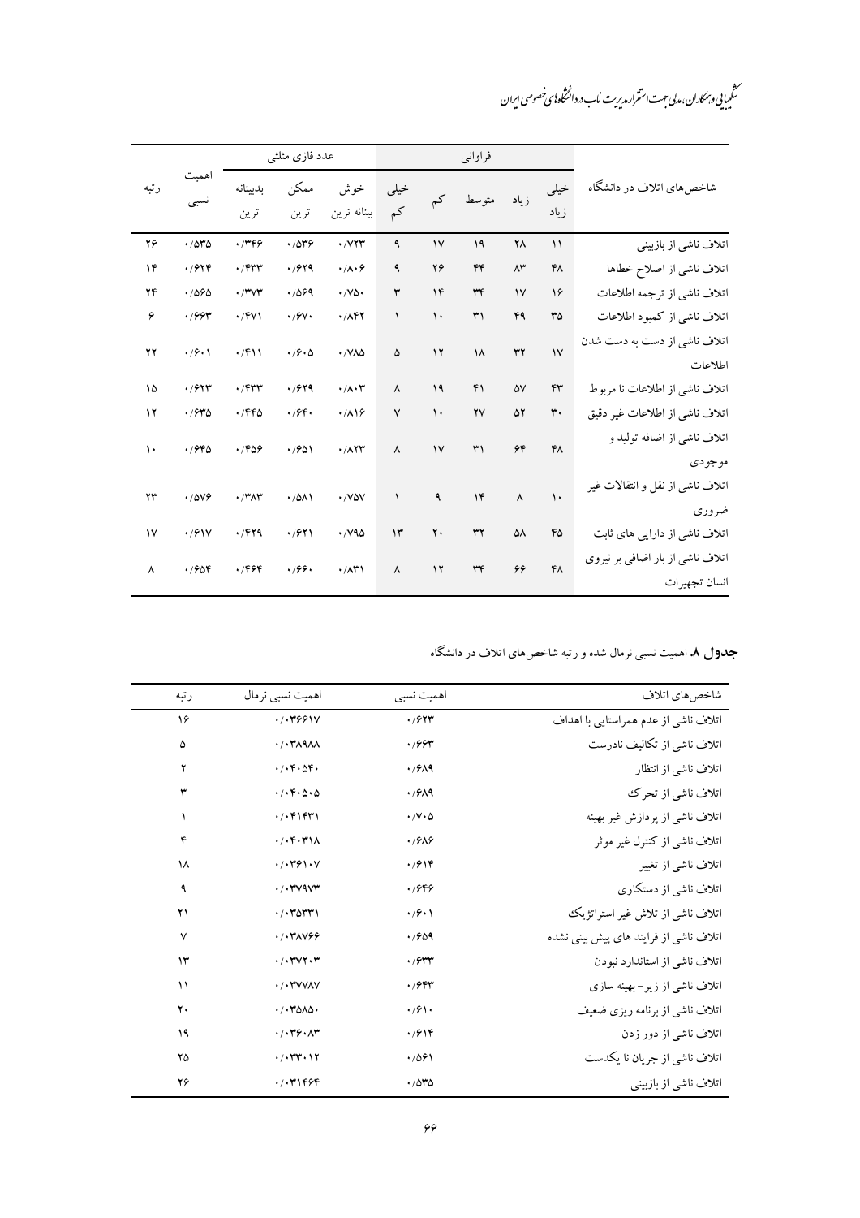| شاخص‌های اتلاف در دانشگاه | فراوانی | | | | | عدد فازی مثلثی | | | اهمیت نسبی | رتبه |
|---|---|---|---|---|---|---|---|---|---|---|
| | خیلی زیاد | زیاد | متوسط | کم | خیلی کم | خوش بینانه ترین | ممکن ترین | بدبینانه ترین | | |
| اتلاف ناشی از بازبینی | ۱۱ | ۲۸ | ۱۹ | ۱۷ | ۹ | ۰/۷۲۳ | ۰/۵۳۶ | ۰/۳۴۶ | ۰/۵۳۵ | ۲۶ |
| اتلاف ناشی از اصلاح خطاها | ۴۸ | ۸۳ | ۴۴ | ۲۶ | ۹ | ۰/۸۰۶ | ۰/۶۲۹ | ۰/۴۳۳ | ۰/۶۲۴ | ۱۴ |
| اتلاف ناشی از ترجمه اطلاعات | ۱۶ | ۱۷ | ۳۴ | ۱۴ | ۳ | ۰/۷۵۰ | ۰/۵۶۹ | ۰/۳۷۳ | ۰/۵۶۵ | ۲۴ |
| اتلاف ناشی از کمبود اطلاعات | ۳۵ | ۴۹ | ۳۱ | ۱۰ | ۱ | ۰/۸۴۲ | ۰/۶۷۰ | ۰/۴۷۱ | ۰/۶۶۳ | ۶ |
| اتلاف ناشی از دست به دست شدن اطلاعات | ۱۷ | ۳۲ | ۱۸ | ۱۲ | ۵ | ۰/۷۸۵ | ۰/۶۰۵ | ۰/۴۱۱ | ۰/۶۰۱ | ۲۲ |
| اتلاف ناشی از اطلاعات نا مربوط | ۴۳ | ۵۷ | ۴۱ | ۱۹ | ۸ | ۰/۸۰۳ | ۰/۶۲۹ | ۰/۴۳۳ | ۰/۶۲۳ | ۱۵ |
| اتلاف ناشی از اطلاعات غیر دقیق | ۳۰ | ۵۲ | ۲۷ | ۱۰ | ۷ | ۰/۸۱۶ | ۰/۶۴۰ | ۰/۴۴۵ | ۰/۶۳۵ | ۱۲ |
| اتلاف ناشی از اضافه تولید و موجودی | ۴۸ | ۶۴ | ۳۱ | ۱۷ | ۸ | ۰/۸۲۳ | ۰/۶۵۱ | ۰/۴۵۶ | ۰/۶۴۵ | ۱۰ |
| اتلاف ناشی از نقل و انتقالات غیر ضروری | ۱۰ | ۸ | ۱۴ | ۹ | ۱ | ۰/۷۵۷ | ۰/۵۸۱ | ۰/۳۸۳ | ۰/۵۷۶ | ۲۳ |
| اتلاف ناشی از دارایی های ثابت | ۴۵ | ۵۸ | ۳۲ | ۲۰ | ۱۳ | ۰/۷۹۵ | ۰/۶۲۱ | ۰/۴۲۹ | ۰/۶۱۷ | ۱۷ |
| اتلاف ناشی از بار اضافی بر نیروی انسان تجهیزات | ۴۸ | ۶۶ | ۳۴ | ۱۲ | ۸ | ۰/۸۳۱ | ۰/۶۶۰ | ۰/۴۶۴ | ۰/۶۵۴ | ۸ |

**جدول ۸.** اهمیت نسبی نرمال شده و رتبه شاخص‌های اتلاف در دانشگاه

| شاخص‌های اتلاف | اهمیت نسبی | اهمیت نسبی نرمال | رتبه |
|---|---|---|---|
| اتلاف ناشی از عدم همراستایی با اهداف | ۰/۶۲۳ | ۰/۰۳۶۶۱۷ | ۱۶ |
| اتلاف ناشی از تکالیف نادرست | ۰/۶۶۳ | ۰/۰۳۸۹۸۸ | ۵ |
| اتلاف ناشی از انتظار | ۰/۶۸۹ | ۰/۰۴۰۵۴۰ | ۲ |
| اتلاف ناشی از تحرک | ۰/۶۸۹ | ۰/۰۴۰۵۰۵ | ۳ |
| اتلاف ناشی از پردازش غیر بهینه | ۰/۷۰۵ | ۰/۰۴۱۴۳۱ | ۱ |
| اتلاف ناشی از کنترل غیر موثر | ۰/۶۸۶ | ۰/۰۴۰۳۱۸ | ۴ |
| اتلاف ناشی از تغییر | ۰/۶۱۴ | ۰/۰۳۶۱۰۷ | ۱۸ |
| اتلاف ناشی از دستکاری | ۰/۶۴۶ | ۰/۰۳۷۹۷۳ | ۹ |
| اتلاف ناشی از تلاش غیر استراتژیک | ۰/۶۰۱ | ۰/۰۳۵۳۳۱ | ۲۱ |
| اتلاف ناشی از فرایند های پیش بینی نشده | ۰/۶۵۹ | ۰/۰۳۸۷۶۶ | ۷ |
| اتلاف ناشی از استاندارد نبودن | ۰/۶۳۳ | ۰/۰۳۷۲۰۳ | ۱۳ |
| اتلاف ناشی از زیر- بهینه سازی | ۰/۶۴۳ | ۰/۰۳۷۷۸۷ | ۱۱ |
| اتلاف ناشی از برنامه ریزی ضعیف | ۰/۶۱۰ | ۰/۰۳۵۸۵۰ | ۲۰ |
| اتلاف ناشی از دور زدن | ۰/۶۱۴ | ۰/۰۳۶۰۸۳ | ۱۹ |
| اتلاف ناشی از جریان نا یکدست | ۰/۵۶۱ | ۰/۰۳۳۰۱۲ | ۲۵ |
| اتلاف ناشی از بازبینی | ۰/۵۳۵ | ۰/۰۳۱۴۶۴ | ۲۶ |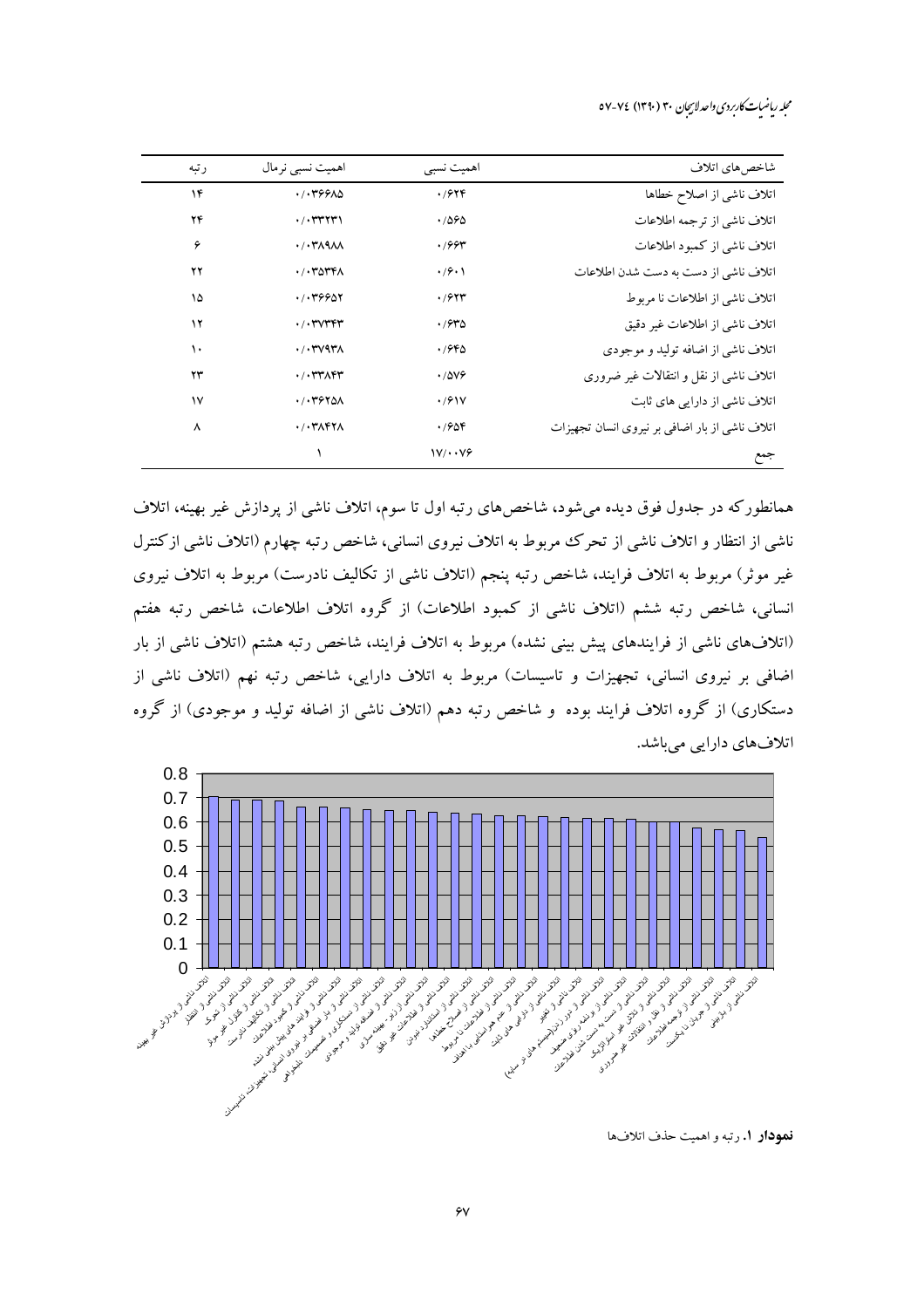| شاخص‌های اتلاف | اهمیت نسبی | اهمیت نسبی نرمال | رتبه |
|---|---|---|---|
| اتلاف ناشی از اصلاح خطاها | ۰/۶۲۴ | ۰/۰۳۶۶۸۵ | ۱۴ |
| اتلاف ناشی از ترجمه اطلاعات | ۰/۵۶۵ | ۰/۰۳۳۲۳۱ | ۲۴ |
| اتلاف ناشی از کمبود اطلاعات | ۰/۶۶۳ | ۰/۰۳۸۹۸۸ | ۶ |
| اتلاف ناشی از دست به دست شدن اطلاعات | ۰/۶۰۱ | ۰/۰۳۵۳۴۸ | ۲۲ |
| اتلاف ناشی از اطلاعات نا مربوط | ۰/۶۲۳ | ۰/۰۳۶۶۵۲ | ۱۵ |
| اتلاف ناشی از اطلاعات غیر دقیق | ۰/۶۳۵ | ۰/۰۳۷۳۴۳ | ۱۲ |
| اتلاف ناشی از اضافه تولید و موجودی | ۰/۶۴۵ | ۰/۰۳۷۹۳۸ | ۱۰ |
| اتلاف ناشی از نقل و انتقالات غیر ضروری | ۰/۵۷۶ | ۰/۰۳۳۸۴۳ | ۲۳ |
| اتلاف ناشی از دارایی های ثابت | ۰/۶۱۷ | ۰/۰۳۶۲۵۸ | ۱۷ |
| اتلاف ناشی از بار اضافی بر نیروی انسان تجهیزات | ۰/۶۵۴ | ۰/۰۳۸۴۲۸ | ۸ |
| جمع | ۱۷/۰۰۷۶ | ۱ | |

همانطورکه در جدول فوق دیده می‌شود، شاخص‌های رتبه اول تا سوم، اتلاف ناشی از پردازش غیر بهینه، اتلاف ناشی از انتظار و اتلاف ناشی از تحرک مربوط به اتلاف نیروی انسانی، شاخص رتبه چهارم (اتلاف ناشی ازکنترل غیر موثر) مربوط به اتلاف فرایند، شاخص رتبه پنجم (اتلاف ناشی از تکالیف نادرست) مربوط به اتلاف نیروی انسانی، شاخص رتبه ششم (اتلاف ناشی از کمبود اطلاعات) از گروه اتلاف اطلاعات، شاخص رتبه هفتم (اتلاف‌های ناشی از فرایندهای پیش بینی نشده) مربوط به اتلاف فرایند، شاخص رتبه هشتم (اتلاف ناشی از بار اضافی بر نیروی انسانی، تجهیزات و تاسیسات) مربوط به اتلاف دارایی، شاخص رتبه نهم (اتلاف ناشی از دستکاری) از گروه اتلاف فرایند بوده و شاخص رتبه دهم (اتلاف ناشی از اضافه تولید و موجودی) از گروه اتلاف‌های دارایی می‌باشد.

**نمودار ۱.** رتبه و اهمیت حذف اتلاف‌ها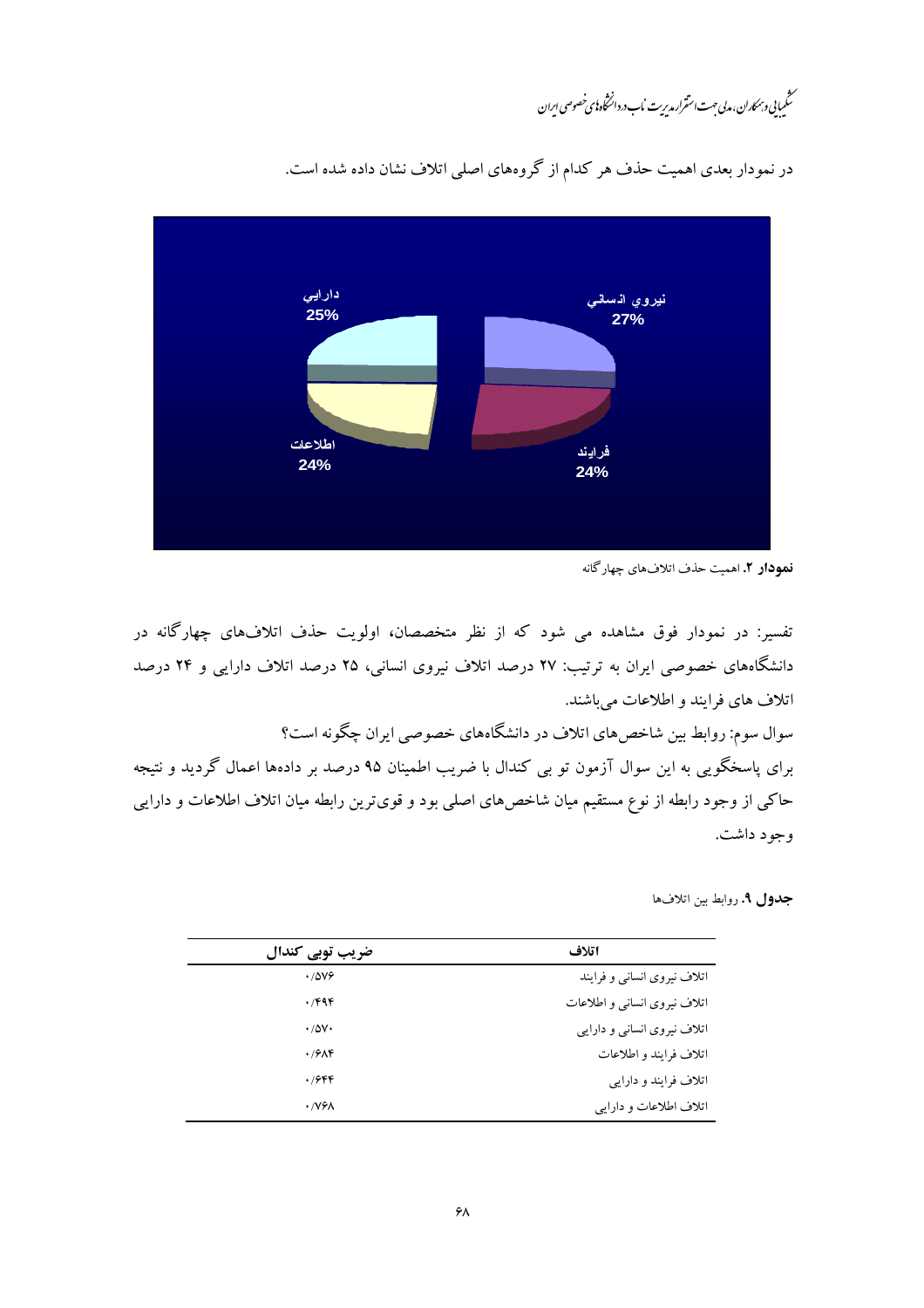در نمودار بعدی اهمیت حذف هر کدام از گروه‌های اصلی اتلاف نشان داده شده است.

**نمودار ۲.** اهمیت حذف اتلاف‌های چهارگانه

تفسیر: در نمودار فوق مشاهده می شود که از نظر متخصصان، اولویت حذف اتلاف‌های چهارگانه در دانشگاه‌های خصوصی ایران به ترتیب: ۲۷ درصد اتلاف نیروی انسانی، ۲۵ درصد اتلاف دارایی و ۲۴ درصد اتلاف های فرایند و اطلاعات می‌باشند.

سوال سوم: روابط بین شاخص‌های اتلاف در دانشگاه‌های خصوصی ایران چگونه است؟

برای پاسخگویی به این سوال آزمون تو بی کندال با ضریب اطمینان ۹۵ درصد بر داده‌ها اعمال گردید و نتیجه حاکی از وجود رابطه از نوع مستقیم میان شاخص‌های اصلی بود و قوی‌ترین رابطه میان اتلاف اطلاعات و دارایی وجود داشت.

**جدول ۹.** روابط بین اتلاف‌ها

| اتلاف | ضریب توبی کندال |
|---|---|
| اتلاف نیروی انسانی و فرایند | ۰/۵۷۶ |
| اتلاف نیروی انسانی و اطلاعات | ۰/۴۹۴ |
| اتلاف نیروی انسانی و دارایی | ۰/۵۷۰ |
| اتلاف فرایند و اطلاعات | ۰/۶۸۴ |
| اتلاف فرایند و دارایی | ۰/۶۴۴ |
| اتلاف اطلاعات و دارایی | ۰/۷۶۸ |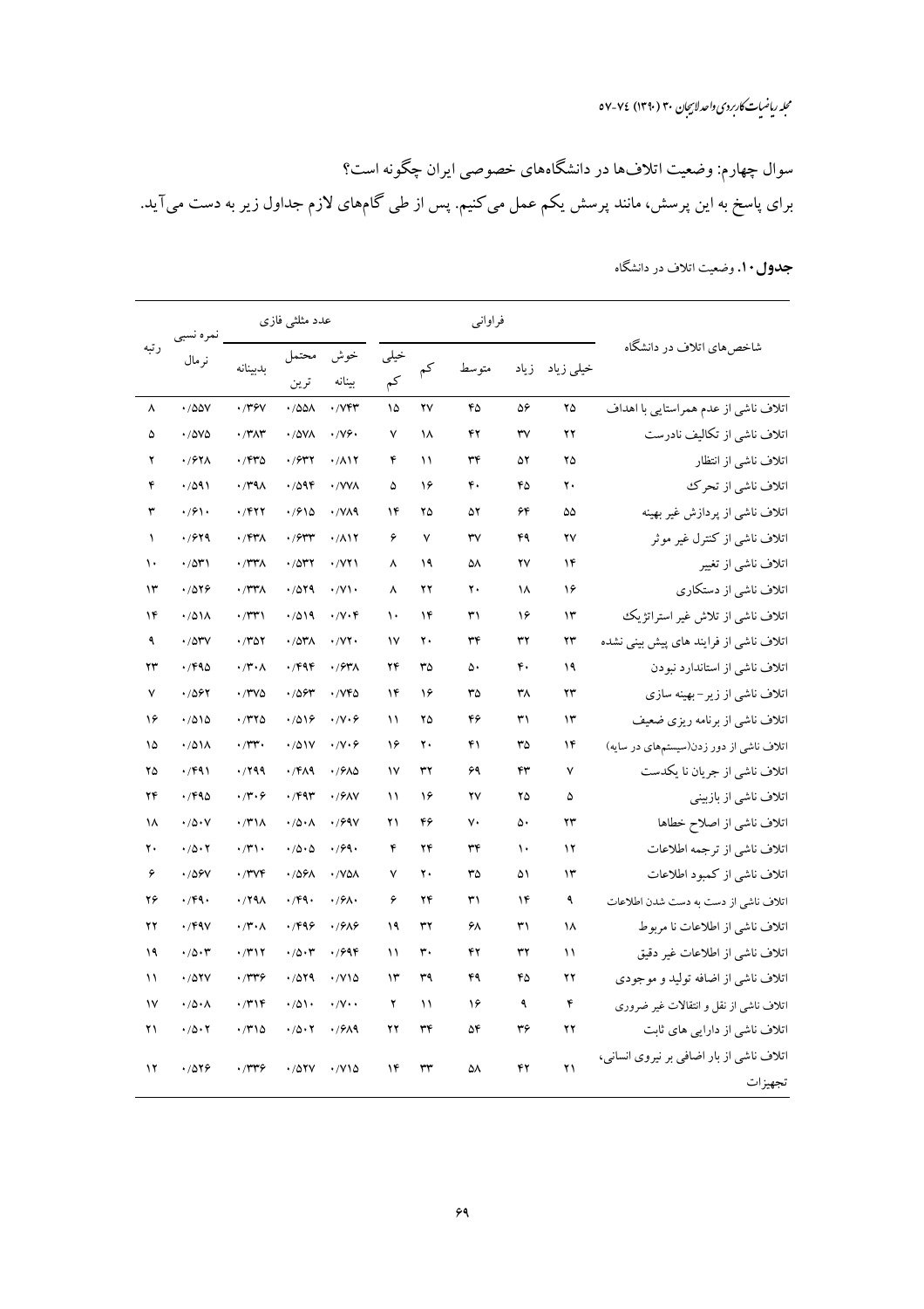سوال چهارم: وضعیت اتلاف‌ها در دانشگاه‌های خصوصی ایران چگونه است؟

برای پاسخ به این پرسش، مانند پرسش یکم عمل می‌کنیم. پس از طی گام‌های لازم جداول زیر به دست می‌آید.

**جدول ۱۰.** وضعیت اتلاف در دانشگاه

| شاخص‌های اتلاف در دانشگاه | فراوانی | | | | | عدد مثلثی فازی | | | نمره نسبی نرمال | رتبه |
|---|---|---|---|---|---|---|---|---|---|---|
| | خیلی زیاد | زیاد | متوسط | کم | خیلی کم | خوش بینانه | محتمل ترین | بدبینانه | | |
| اتلاف ناشی از عدم همراستایی با اهداف | ۲۵ | ۵۶ | ۴۵ | ۲۷ | ۱۵ | ۰/۷۴۳ | ۰/۵۵۸ | ۰/۳۶۷ | ۰/۵۵۷ | ۸ |
| اتلاف ناشی از تکالیف نادرست | ۲۲ | ۳۷ | ۴۲ | ۱۸ | ۷ | ۰/۷۶۰ | ۰/۵۷۸ | ۰/۳۸۳ | ۰/۵۷۵ | ۵ |
| اتلاف ناشی از انتظار | ۲۵ | ۵۲ | ۳۴ | ۱۱ | ۴ | ۰/۸۱۲ | ۰/۶۳۲ | ۰/۴۳۵ | ۰/۶۲۸ | ۲ |
| اتلاف ناشی از تحرک | ۲۰ | ۴۵ | ۴۰ | ۱۶ | ۵ | ۰/۷۷۸ | ۰/۵۹۴ | ۰/۳۹۸ | ۰/۵۹۱ | ۴ |
| اتلاف ناشی از پردازش غیر بهینه | ۵۵ | ۶۴ | ۵۲ | ۲۵ | ۱۴ | ۰/۷۸۹ | ۰/۶۱۵ | ۰/۴۲۲ | ۰/۶۱۰ | ۳ |
| اتلاف ناشی از کنترل غیر موثر | ۲۷ | ۴۹ | ۳۷ | ۷ | ۶ | ۰/۸۱۲ | ۰/۶۳۳ | ۰/۴۳۸ | ۰/۶۲۹ | ۱ |
| اتلاف ناشی از تغییر | ۱۴ | ۲۷ | ۵۸ | ۱۹ | ۸ | ۰/۷۲۱ | ۰/۵۳۲ | ۰/۳۳۸ | ۰/۵۳۱ | ۱۰ |
| اتلاف ناشی از دستکاری | ۱۶ | ۱۸ | ۲۰ | ۲۲ | ۸ | ۰/۷۱۰ | ۰/۵۲۹ | ۰/۳۳۸ | ۰/۵۲۶ | ۱۳ |
| اتلاف ناشی از تلاش غیر استراتژیک | ۱۳ | ۱۶ | ۳۱ | ۱۴ | ۱۰ | ۰/۷۰۴ | ۰/۵۱۹ | ۰/۳۳۱ | ۰/۵۱۸ | ۱۴ |
| اتلاف ناشی از فرایند های پیش بینی نشده | ۲۳ | ۳۲ | ۳۴ | ۲۰ | ۱۷ | ۰/۷۲۰ | ۰/۵۳۸ | ۰/۳۵۲ | ۰/۵۳۷ | ۹ |
| اتلاف ناشی از استاندارد نبودن | ۱۹ | ۴۰ | ۵۰ | ۳۵ | ۲۴ | ۰/۶۳۸ | ۰/۴۹۴ | ۰/۳۰۸ | ۰/۴۹۵ | ۲۳ |
| اتلاف ناشی از زیر- بهینه سازی | ۲۳ | ۳۸ | ۳۵ | ۱۶ | ۱۴ | ۰/۷۴۵ | ۰/۵۶۳ | ۰/۳۷۵ | ۰/۵۶۲ | ۷ |
| اتلاف ناشی از برنامه ریزی ضعیف | ۱۳ | ۳۱ | ۴۶ | ۲۵ | ۱۱ | ۰/۷۰۶ | ۰/۵۱۶ | ۰/۳۲۵ | ۰/۵۱۵ | ۱۶ |
| اتلاف ناشی از دور زدن(سیستم‌های در سایه) | ۱۴ | ۳۵ | ۴۱ | ۲۰ | ۱۶ | ۰/۷۰۶ | ۰/۵۱۷ | ۰/۳۳۰ | ۰/۵۱۸ | ۱۵ |
| اتلاف ناشی از جریان نا یکدست | ۷ | ۴۳ | ۶۹ | ۳۲ | ۱۷ | ۰/۶۸۵ | ۰/۴۸۹ | ۰/۲۹۹ | ۰/۴۹۱ | ۲۵ |
| اتلاف ناشی از بازبینی | ۵ | ۲۵ | ۲۷ | ۱۶ | ۱۱ | ۰/۶۸۷ | ۰/۴۹۳ | ۰/۳۰۶ | ۰/۴۹۵ | ۲۴ |
| اتلاف ناشی از اصلاح خطاها | ۲۳ | ۵۰ | ۷۰ | ۴۶ | ۲۱ | ۰/۶۹۷ | ۰/۵۰۸ | ۰/۳۱۸ | ۰/۵۰۷ | ۱۸ |
| اتلاف ناشی از ترجمه اطلاعات | ۱۲ | ۱۰ | ۳۴ | ۲۴ | ۴ | ۰/۶۹۰ | ۰/۵۰۵ | ۰/۳۱۰ | ۰/۵۰۲ | ۲۰ |
| اتلاف ناشی از کمبود اطلاعات | ۱۳ | ۵۱ | ۳۵ | ۲۰ | ۷ | ۰/۷۵۸ | ۰/۵۶۸ | ۰/۳۷۴ | ۰/۵۶۷ | ۶ |
| اتلاف ناشی از دست به دست شدن اطلاعات | ۹ | ۱۴ | ۳۱ | ۲۴ | ۶ | ۰/۶۸۰ | ۰/۴۹۰ | ۰/۲۹۸ | ۰/۴۹۰ | ۲۶ |
| اتلاف ناشی از اطلاعات نا مربوط | ۱۸ | ۳۱ | ۶۸ | ۳۲ | ۱۹ | ۰/۶۸۶ | ۰/۴۹۶ | ۰/۳۰۸ | ۰/۴۹۷ | ۲۲ |
| اتلاف ناشی از اطلاعات غیر دقیق | ۱۱ | ۳۲ | ۴۲ | ۳۰ | ۱۱ | ۰/۶۹۴ | ۰/۵۰۳ | ۰/۳۱۲ | ۰/۵۰۳ | ۱۹ |
| اتلاف ناشی از اضافه تولید و موجودی | ۲۲ | ۴۵ | ۴۹ | ۳۹ | ۱۳ | ۰/۷۱۵ | ۰/۵۲۹ | ۰/۳۳۶ | ۰/۵۲۷ | ۱۱ |
| اتلاف ناشی از نقل و انتقالات غیر ضروری | ۴ | ۹ | ۱۶ | ۱۱ | ۲ | ۰/۷۰۰ | ۰/۵۱۰ | ۰/۳۱۴ | ۰/۵۰۸ | ۱۷ |
| اتلاف ناشی از دارایی های ثابت | ۲۲ | ۳۶ | ۵۴ | ۳۴ | ۲۲ | ۰/۶۸۹ | ۰/۵۰۲ | ۰/۳۱۵ | ۰/۵۰۲ | ۲۱ |
| اتلاف ناشی از بار اضافی بر نیروی انسانی، تجهیزات | ۲۱ | ۴۲ | ۵۸ | ۳۳ | ۱۴ | ۰/۷۱۵ | ۰/۵۲۷ | ۰/۳۳۶ | ۰/۵۲۶ | ۱۲ |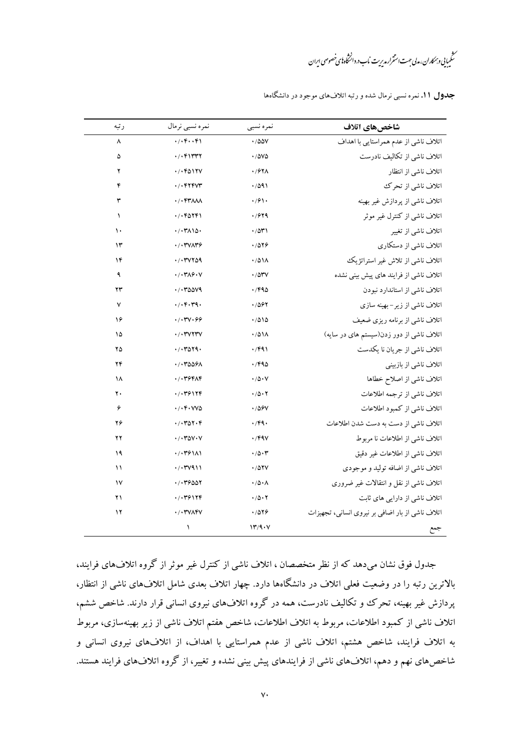**جدول ۱۱.** نمره نسبی نرمال شده و رتبه اتلاف‌های موجود در دانشگاه‌ها

| شاخص‌های اتلاف | نمره نسبی | نمره نسبی نرمال | رتبه |
| --- | --- | --- | --- |
| اتلاف ناشی از عدم همراستایی با اهداف | ۰/۵۵۷ | ۰/۰۴۰۰۴۱ | ۸ |
| اتلاف ناشی از تکالیف نادرست | ۰/۵۷۵ | ۰/۰۴۱۳۳۲ | ۵ |
| اتلاف ناشی از انتظار | ۰/۶۲۸ | ۰/۰۴۵۱۲۷ | ۲ |
| اتلاف ناشی از تحرک | ۰/۵۹۱ | ۰/۰۴۲۴۷۳ | ۴ |
| اتلاف ناشی از پردازش غیر بهینه | ۰/۶۱۰ | ۰/۰۴۳۸۸۸ | ۳ |
| اتلاف ناشی از کنترل غیر موثر | ۰/۶۲۹ | ۰/۰۴۵۲۴۱ | ۱ |
| اتلاف ناشی از تغییر | ۰/۵۳۱ | ۰/۰۳۸۱۵۰ | ۱۰ |
| اتلاف ناشی از دستکاری | ۰/۵۲۶ | ۰/۰۳۷۸۳۶ | ۱۳ |
| اتلاف ناشی از تلاش غیر استراتژیک | ۰/۵۱۸ | ۰/۰۳۷۲۵۹ | ۱۴ |
| اتلاف ناشی از فرایند های پیش بینی نشده | ۰/۵۳۷ | ۰/۰۳۸۶۰۷ | ۹ |
| اتلاف ناشی از استاندارد نبودن | ۰/۴۹۵ | ۰/۰۳۵۵۷۹ | ۲۳ |
| اتلاف ناشی از زیر- بهینه سازی | ۰/۵۶۲ | ۰/۰۴۰۳۹۰ | ۷ |
| اتلاف ناشی از برنامه ریزی ضعیف | ۰/۵۱۵ | ۰/۰۳۷۰۶۶ | ۱۶ |
| اتلاف ناشی از دور زدن(سیستم های در سایه) | ۰/۵۱۸ | ۰/۰۳۷۲۳۷ | ۱۵ |
| اتلاف ناشی از جریان نا یکدست | ۰/۴۹۱ | ۰/۰۳۵۲۹۰ | ۲۵ |
| اتلاف ناشی از بازبینی | ۰/۴۹۵ | ۰/۰۳۵۵۶۸ | ۲۴ |
| اتلاف ناشی از اصلاح خطاها | ۰/۵۰۷ | ۰/۰۳۶۴۸۴ | ۱۸ |
| اتلاف ناشی از ترجمه اطلاعات | ۰/۵۰۲ | ۰/۰۳۶۱۲۴ | ۲۰ |
| اتلاف ناشی از کمبود اطلاعات | ۰/۵۶۷ | ۰/۰۴۰۷۷۵ | ۶ |
| اتلاف ناشی از دست به دست شدن اطلاعات | ۰/۴۹۰ | ۰/۰۳۵۲۰۴ | ۲۶ |
| اتلاف ناشی از اطلاعات نا مربوط | ۰/۴۹۷ | ۰/۰۳۵۷۰۷ | ۲۲ |
| اتلاف ناشی از اطلاعات غیر دقیق | ۰/۵۰۳ | ۰/۰۳۶۱۸۱ | ۱۹ |
| اتلاف ناشی از اضافه تولید و موجودی | ۰/۵۲۷ | ۰/۰۳۷۹۱۱ | ۱۱ |
| اتلاف ناشی از نقل و انتقالات غیر ضروری | ۰/۵۰۸ | ۰/۰۳۶۵۵۲ | ۱۷ |
| اتلاف ناشی از دارایی های ثابت | ۰/۵۰۲ | ۰/۰۳۶۱۲۴ | ۲۱ |
| اتلاف ناشی از بار اضافی بر نیروی انسانی، تجهیزات | ۰/۵۲۶ | ۰/۰۳۷۸۴۷ | ۱۲ |
| جمع | ۱۳/۹۰۷ | ۱ | |

جدول فوق نشان می‌دهد که از نظر متخصصان ، اتلاف ناشی از کنترل غیر موثر از گروه اتلاف‌های فرایند، بالاترین رتبه را در وضعیت فعلی اتلاف در دانشگاه‌ها دارد. چهار اتلاف بعدی شامل اتلاف‌های ناشی از انتظار، پردازش غیر بهینه، تحرک و تکالیف نادرست، همه در گروه اتلاف‌های نیروی انسانی قرار دارند. شاخص ششم، اتلاف ناشی از کمبود اطلاعات، مربوط به اتلاف اطلاعات، شاخص هفتم اتلاف ناشی از زیر بهینه‌سازی، مربوط به اتلاف فرایند، شاخص هشتم، اتلاف ناشی از عدم همراستایی با اهداف، از اتلاف‌های نیروی انسانی و شاخص‌های نهم و دهم، اتلاف‌های ناشی از فرایندهای پیش بینی نشده و تغییر، از گروه اتلاف‌های فرایند هستند.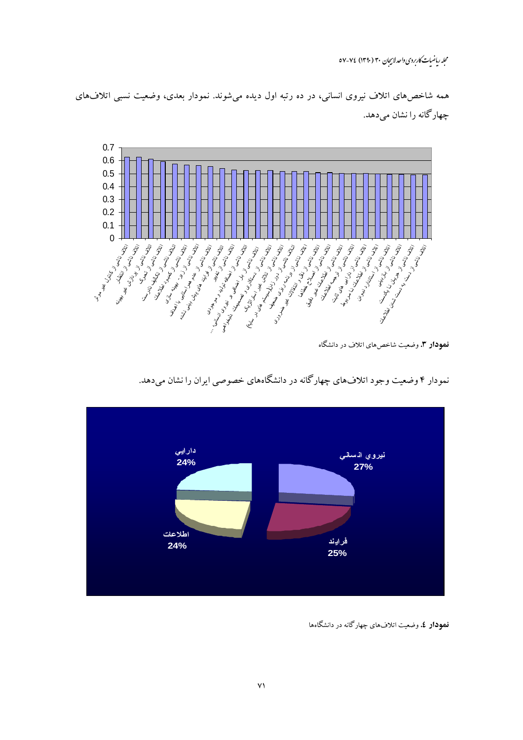همه شاخص‌های اتلاف نیروی انسانی، در ده رتبه اول دیده می‌شوند. نمودار بعدی، وضعیت نسبی اتلاف‌های چهارگانه را نشان می‌دهد.

**نمودار ۳.** وضعیت شاخص‌های اتلاف در دانشگاه

نمودار ۴ وضعیت وجود اتلاف‌های چهارگانه در دانشگاه‌های خصوصی ایران را نشان می‌دهد.

**نمودار ٤.** وضعیت اتلاف‌های چهارگانه در دانشگاه‌ها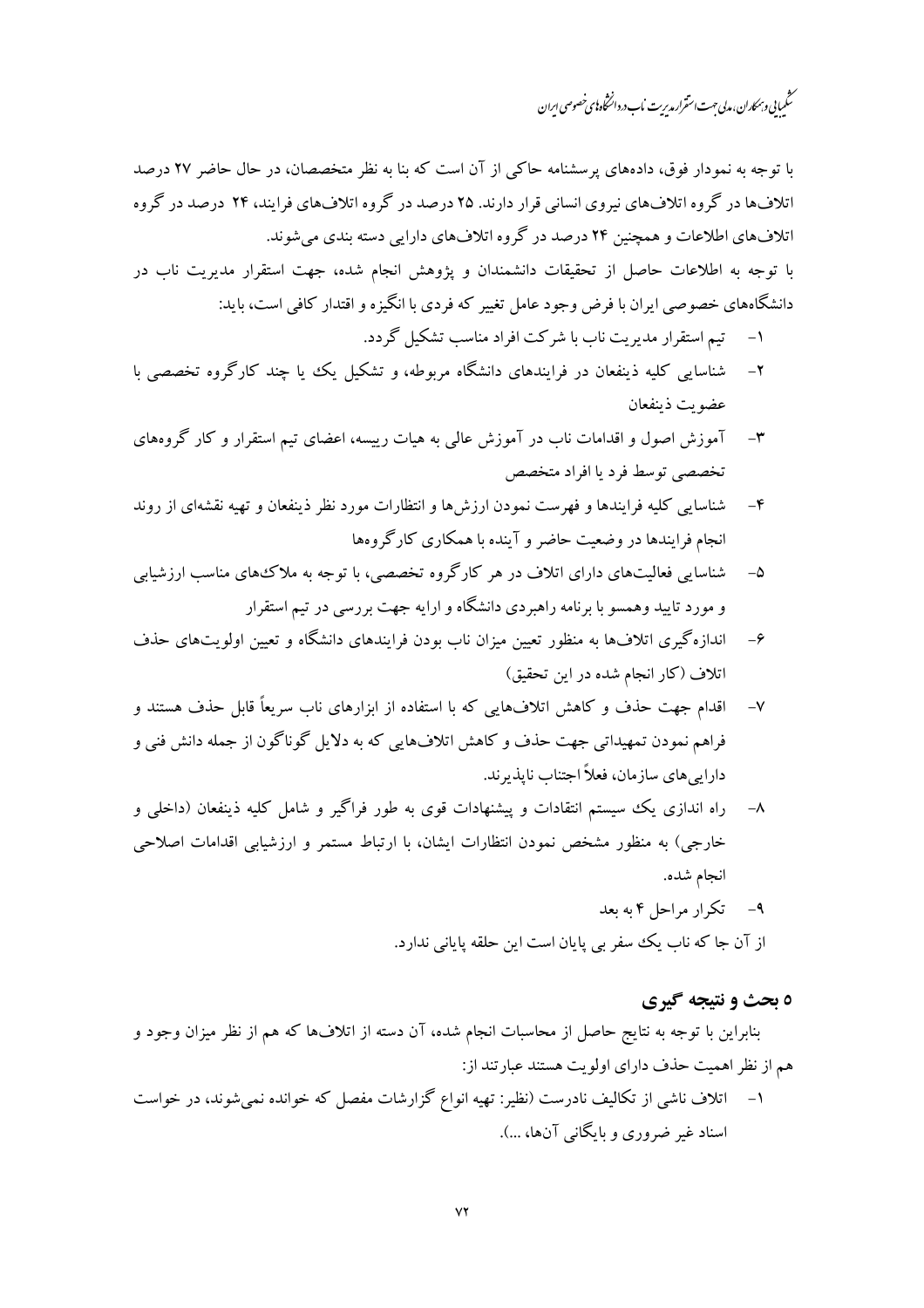با توجه به نمودار فوق، داده‌های پرسشنامه حاکی از آن است که بنا به نظر متخصصان، در حال حاضر ۲۷ درصد اتلاف‌ها در گروه اتلاف‌های نیروی انسانی قرار دارند. ۲۵ درصد در گروه اتلاف‌های فرایند، ۲۴ درصد در گروه اتلاف‌های اطلاعات و همچنین ۲۴ درصد در گروه اتلاف‌های دارایی دسته بندی می‌شوند.

با توجه به اطلاعات حاصل از تحقیقات دانشمندان و پژوهش انجام شده، جهت استقرار مدیریت ناب در دانشگاه‌های خصوصی ایران با فرض وجود عامل تغییر که فردی با انگیزه و اقتدار کافی است، باید:

۱- تیم استقرار مدیریت ناب با شرکت افراد مناسب تشکیل گردد.

۲- شناسایی کلیه ذینفعان در فرایندهای دانشگاه مربوطه، و تشکیل یک یا چند کارگروه تخصصی با عضویت ذینفعان

۳- آموزش اصول و اقدامات ناب در آموزش عالی به هیات رییسه، اعضای تیم استقرار و کار گروه‌های تخصصی توسط فرد یا افراد متخصص

۴- شناسایی کلیه فرایندها و فهرست نمودن ارزش‌ها و انتظارات مورد نظر ذینفعان و تهیه نقشه‌ای از روند انجام فرایندها در وضعیت حاضر و آینده با همکاری کارگروه‌ها

۵- شناسایی فعالیت‌های دارای اتلاف در هر کارگروه تخصصی، با توجه به ملاک‌های مناسب ارزشیابی و مورد تایید وهمسو با برنامه راهبردی دانشگاه و ارایه جهت بررسی در تیم استقرار

۶- اندازه‌گیری اتلاف‌ها به منظور تعیین میزان ناب بودن فرایندهای دانشگاه و تعیین اولویت‌های حذف اتلاف (کار انجام شده در این تحقیق)

۷- اقدام جهت حذف و کاهش اتلاف‌هایی که با استفاده از ابزارهای ناب سریعاً قابل حذف هستند و فراهم نمودن تمهیداتی جهت حذف و کاهش اتلاف‌هایی که به دلایل گوناگون از جمله دانش فنی و دارایی‌های سازمان، فعلاً اجتناب ناپذیرند.

۸- راه اندازی یک سیستم انتقادات و پیشنهادات قوی به طور فراگیر و شامل کلیه ذینفعان (داخلی و خارجی) به منظور مشخص نمودن انتظارات ایشان، با ارتباط مستمر و ارزشیابی اقدامات اصلاحی انجام شده.

۹- تکرار مراحل ۴ به بعد

از آن جا که ناب یک سفر بی پایان است این حلقه پایانی ندارد.

## ۵ بحث و نتیجه گیری

بنابراین با توجه به نتایج حاصل از محاسبات انجام شده، آن دسته از اتلاف‌ها که هم از نظر میزان وجود و هم از نظر اهمیت حذف دارای اولویت هستند عبارتند از:

۱- اتلاف ناشی از تکالیف نادرست (نظیر: تهیه انواع گزارشات مفصل که خوانده نمی‌شوند، درخواست اسناد غیر ضروری و بایگانی آن‌ها، ...).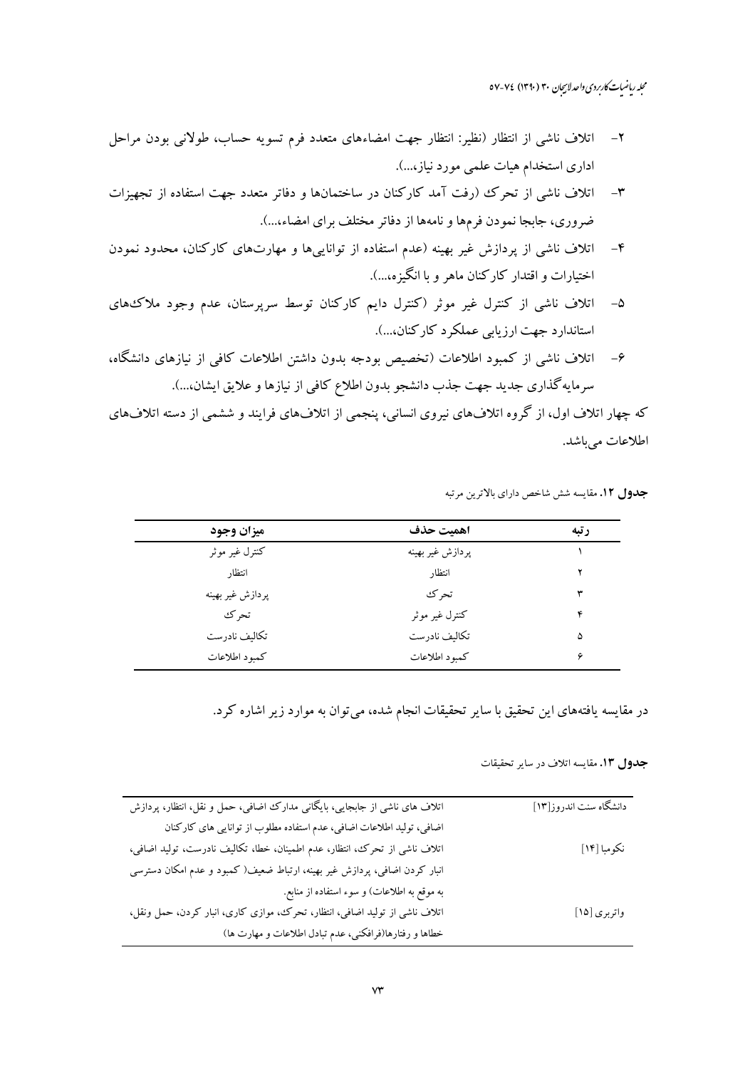۲- اتلاف ناشی از انتظار (نظیر: انتظار جهت امضاءهای متعدد فرم تسویه حساب، طولانی بودن مراحل اداری استخدام هیات علمی مورد نیاز،...).

۳- اتلاف ناشی از تحرک (رفت آمد کارکنان در ساختمان‌ها و دفاتر متعدد جهت استفاده از تجهیزات ضروری، جابجا نمودن فرم‌ها و نامه‌ها از دفاتر مختلف برای امضاء،...).

۴- اتلاف ناشی از پردازش غیر بهینه (عدم استفاده از توانایی‌ها و مهارت‌های کارکنان، محدود نمودن اختیارات و اقتدار کارکنان ماهر و با انگیزه،...).

۵- اتلاف ناشی از کنترل غیر موثر (کنترل دایم کارکنان توسط سرپرستان، عدم وجود ملاک‌های استاندارد جهت ارزیابی عملکرد کارکنان،...).

۶- اتلاف ناشی از کمبود اطلاعات (تخصیص بودجه بدون داشتن اطلاعات کافی از نیازهای دانشگاه، سرمایه‌گذاری جدید جهت جذب دانشجو بدون اطلاع کافی از نیازها و علایق ایشان،...).

که چهار اتلاف اول، از گروه اتلاف‌های نیروی انسانی، پنجمی از اتلاف‌های فرایند و ششمی از دسته اتلاف‌های اطلاعات می‌باشد.

**جدول ۱۲.** مقایسه شش شاخص دارای بالاترین مرتبه

| رتبه | اهمیت حذف | میزان وجود |
|---|---|---|
| ۱ | پردازش غیر بهینه | کنترل غیر موثر |
| ۲ | انتظار | انتظار |
| ۳ | تحرک | پردازش غیر بهینه |
| ۴ | کنترل غیر موثر | تحرک |
| ۵ | تکالیف نادرست | تکالیف نادرست |
| ۶ | کمبود اطلاعات | کمبود اطلاعات |

در مقایسه یافته‌های این تحقیق با سایر تحقیقات انجام شده، می‌توان به موارد زیر اشاره کرد.

**جدول ۱۳.** مقایسه اتلاف در سایر تحقیقات

| | |
|---|---|
| دانشگاه سنت اندروز[۱۳] | اتلاف های ناشی از جابجایی، بایگانی مدارک اضافی، حمل و نقل، انتظار، پردازش اضافی، تولید اطلاعات اضافی، عدم استفاده مطلوب از توانایی های کارکنان |
| نکومبا [۱۴] | اتلاف ناشی از تحرک، انتظار، عدم اطمینان، خطا، تکالیف نادرست، تولید اضافی، انبار کردن اضافی، پردازش غیر بهینه، ارتباط ضعیف( کمبود و عدم امکان دسترسی به موقع به اطلاعات) و سوء استفاده از منابع. |
| واتربری [۱۵] | اتلاف ناشی از تولید اضافی، انتظار، تحرک، موازی کاری، انبار کردن، حمل ونقل، خطاها و رفتارها(فرافکنی، عدم تبادل اطلاعات و مهارت ها) |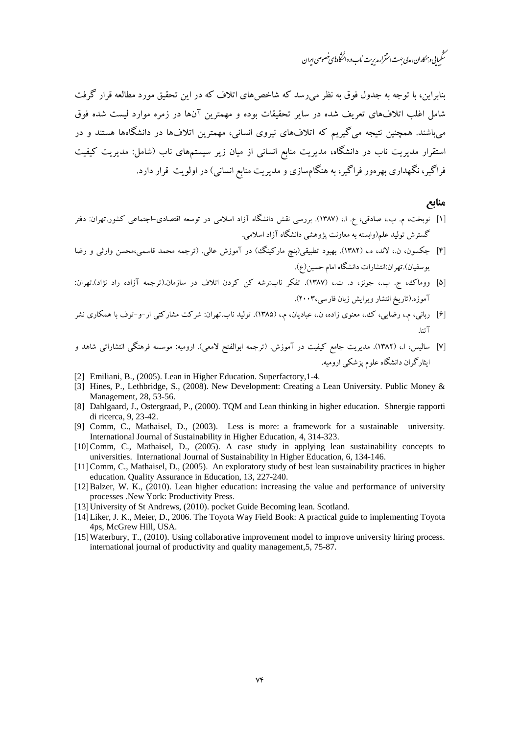بنابراین، با توجه به جدول فوق به نظر می‌رسد که شاخص‌های اتلاف که در این تحقیق مورد مطالعه قرار گرفت شامل اغلب اتلاف‌های تعریف شده در سایر تحقیقات بوده و مهمترین آن‌ها در زمره موارد لیست شده فوق می‌باشند. همچنین نتیجه می‌گیریم که اتلاف‌های نیروی انسانی، مهمترین اتلاف‌ها در دانشگاه‌ها هستند و در استقرار مدیریت ناب در دانشگاه، مدیریت منابع انسانی از میان زیر سیستم‌های ناب (شامل: مدیریت کیفیت فراگیر، نگهداری بهره‌ور فراگیر، به هنگام‌سازی و مدیریت منابع انسانی) در اولویت قرار دارد.

## منابع

[1] نوبخت، م. ب.، صادقی، ع. ا.، (۱۳۸۷). بررسی نقش دانشگاه آزاد اسلامی در توسعه اقتصادی-اجتماعی کشور.تهران: دفتر گسترش تولید علم(وابسته به معاونت پژوهشی دانشگاه آزاد اسلامی.

[4] جکسون، ن.، لاند، ه.، (۱۳۸۲). بهبود تطبیقی(بنچ مارکینگ) در آموزش عالی. (ترجمه محمد قاسمی،محسن وارثی و رضا یوسفیان).تهران:انتشارات دانشگاه امام حسین(ع).

[5] ووماک، ج. پ.، جونز، د. ت.، (۱۳۸۷). تفکر ناب:ریشه کن کردن اتلاف در سازمان.(ترجمه آزاده راد نژاد).تهران: آموزه.(تاریخ انتشار ویرایش زبان فارسی،۲۰۰۳).

[6] ربانی، م.، رضایی، ک.، معنوی زاده، ن.، عبادیان، م.، (۱۳۸۵). تولید ناب.تهران: شرکت مشارکتی ار-و-توف با همکاری نشر آتنا.

[7] سالیس، ا.، (۱۳۸۲). مدیریت جامع کیفیت در آموزش. (ترجمه ابوالفتح لامعی). ارومیه: موسسه فرهنگی انتشاراتی شاهد و ایثارگران دانشگاه علوم پزشکی ارومیه.

[2] Emiliani, B., (2005). Lean in Higher Education. Superfactory,1-4.

[3] Hines, P., Lethbridge, S., (2008). New Development: Creating a Lean University. Public Money & Management, 28, 53-56.

[8] Dahlgaard, J., Ostergraad, P., (2000). TQM and Lean thinking in higher education. Shnergie rapporti di ricerca, 9, 23-42.

[9] Comm, C., Mathaisel, D., (2003). Less is more: a framework for a sustainable university. International Journal of Sustainability in Higher Education, 4, 314-323.

[10] Comm, C., Mathaisel, D., (2005). A case study in applying lean sustainability concepts to universities. International Journal of Sustainability in Higher Education, 6, 134-146.

[11] Comm, C., Mathaisel, D., (2005). An exploratory study of best lean sustainability practices in higher education. Quality Assurance in Education, 13, 227-240.

[12] Balzer, W. K., (2010). Lean higher education: increasing the value and performance of university processes .New York: Productivity Press.

[13] University of St Andrews, (2010). pocket Guide Becoming lean. Scotland.

[14] Liker, J. K., Meier, D., 2006. The Toyota Way Field Book: A practical guide to implementing Toyota 4ps, McGrew Hill, USA.

[15] Waterbury, T., (2010). Using collaborative improvement model to improve university hiring process. international journal of productivity and quality management,5, 75-87.